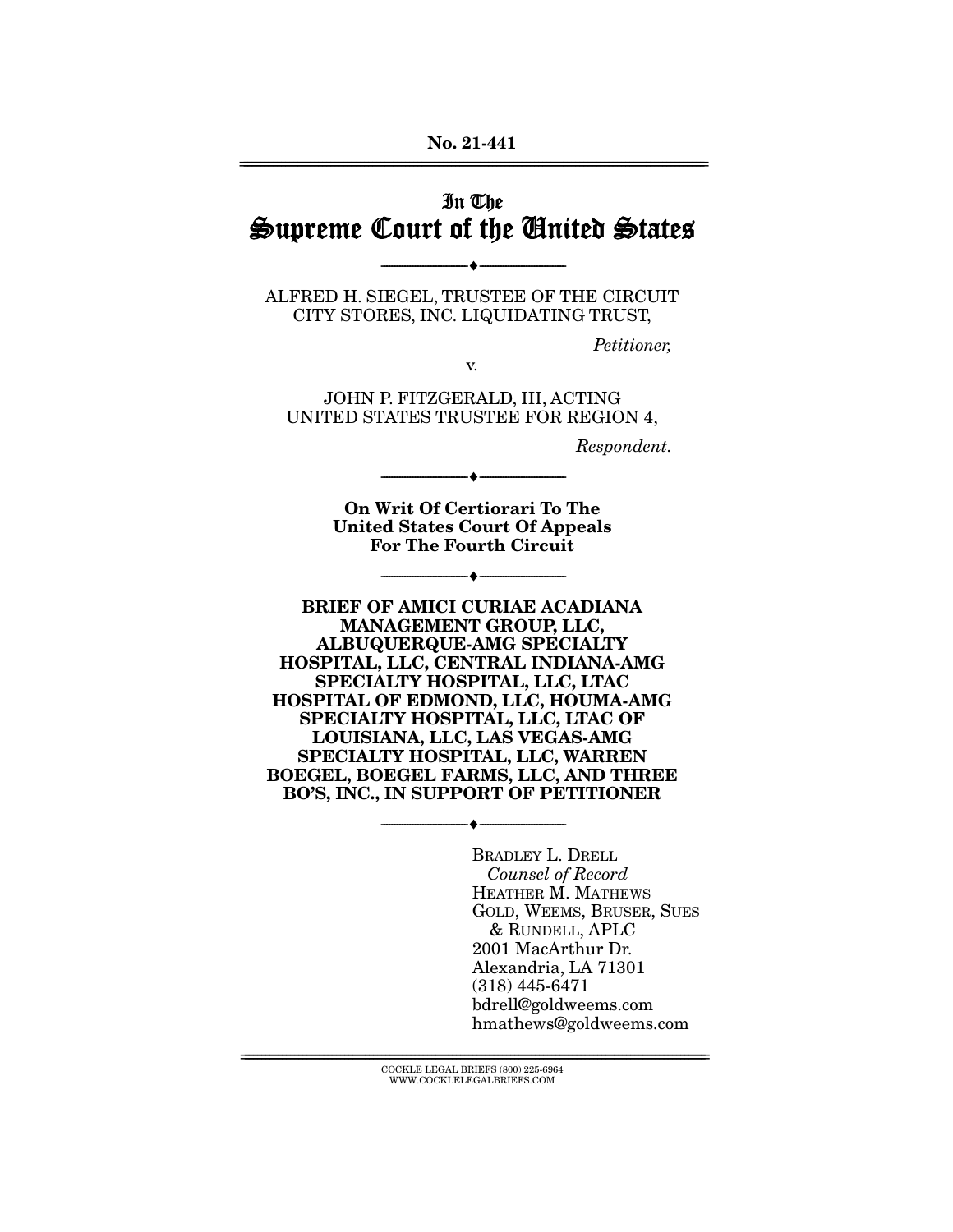No. 21-441

# In The Supreme Court of the United States

---

ALFRED H. SIEGEL, TRUSTEE OF THE CIRCUIT CITY STORES, INC. LIQUIDATING TRUST,

*Petitioner,*

v.

JOHN P. FITZGERALD, III, ACTING UNITED STATES TRUSTEE FOR REGION 4,

*Respondent.*

---

**On Writ Of Certiorari To The United States Court Of Appeals For The Fourth Circuit**

---

**BRIEF OF AMICI CURIAE ACADIANA MANAGEMENT GROUP, LLC, ALBUQUERQUE-AMG SPECIALTY HOSPITAL, LLC, CENTRAL INDIANA-AMG SPECIALTY HOSPITAL, LLC, LTAC HOSPITAL OF EDMOND, LLC, HOUMA-AMG SPECIALTY HOSPITAL, LLC, LTAC OF LOUISIANA, LLC, LAS VEGAS-AMG SPECIALTY HOSPITAL, LLC, WARREN BOEGEL, BOEGEL FARMS, LLC, AND THREE BO'S, INC., IN SUPPORT OF PETITIONER**

---

BRADLEY L. DRELL
*Counsel of Record*
HEATHER M. MATHEWS
GOLD, WEEMS, BRUSER, SUES & RUNDELL, APLC
2001 MacArthur Dr.
Alexandria, LA 71301
(318) 445-6471
bdrell@goldweems.com
hmathews@goldweems.com

COCKLE LEGAL BRIEFS (800) 225-6964
WWW.COCKLELEGALBRIEFS.COM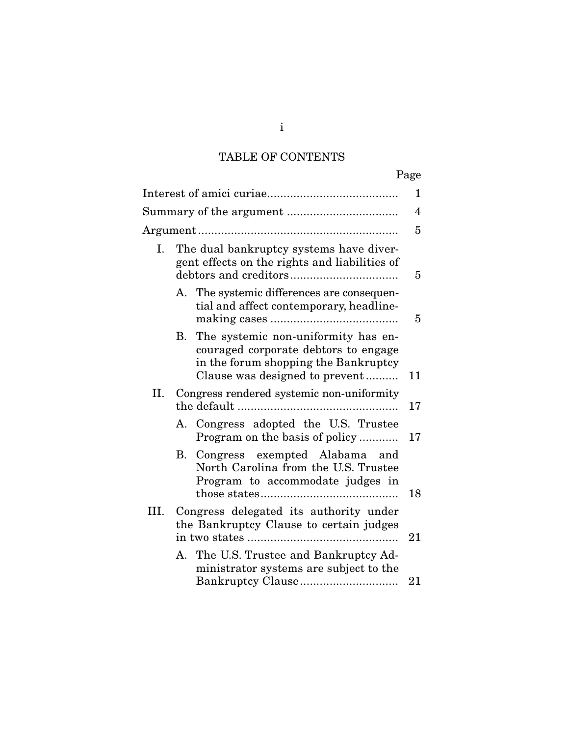# TABLE OF CONTENTS

| | Page |
|---|---|
| Interest of amici curiae | 1 |
| Summary of the argument | 4 |
| Argument | 5 |
| I. The dual bankruptcy systems have divergent effects on the rights and liabilities of debtors and creditors | 5 |
| A. The systemic differences are consequential and affect contemporary, headline-making cases | 5 |
| B. The systemic non-uniformity has encouraged corporate debtors to engage in the forum shopping the Bankruptcy Clause was designed to prevent | 11 |
| II. Congress rendered systemic non-uniformity the default | 17 |
| A. Congress adopted the U.S. Trustee Program on the basis of policy | 17 |
| B. Congress exempted Alabama and North Carolina from the U.S. Trustee Program to accommodate judges in those states | 18 |
| III. Congress delegated its authority under the Bankruptcy Clause to certain judges in two states | 21 |
| A. The U.S. Trustee and Bankruptcy Administrator systems are subject to the Bankruptcy Clause | 21 |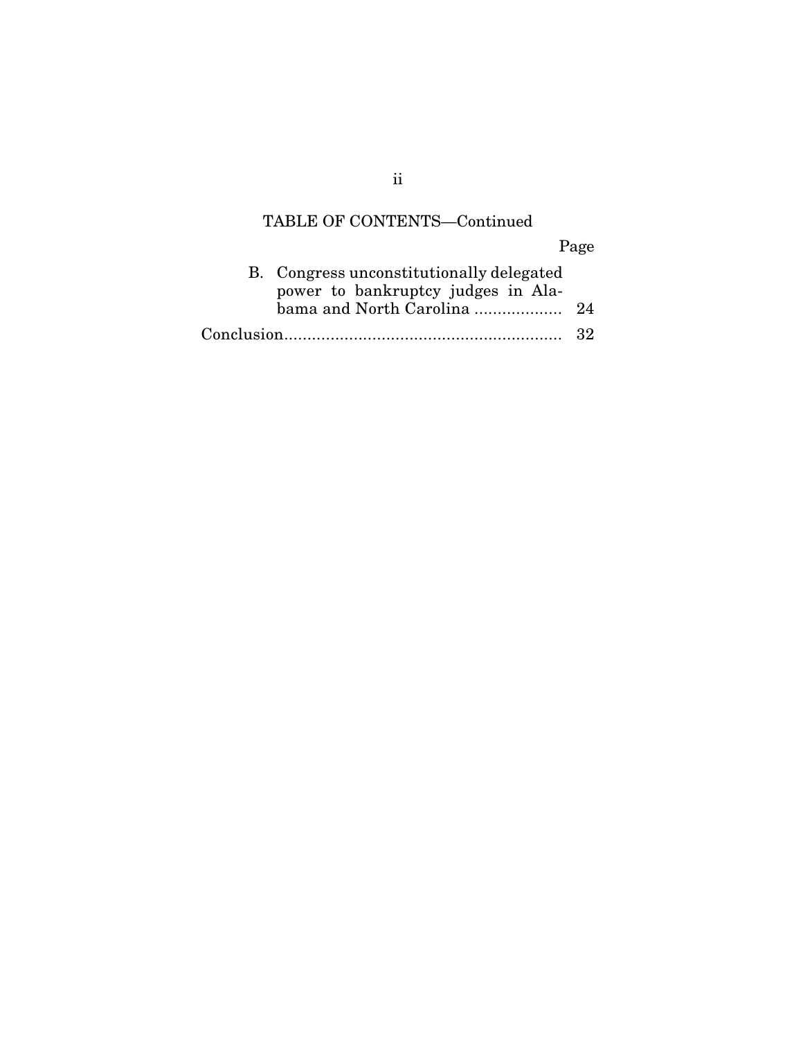TABLE OF CONTENTS—Continued

| | Page |
|---|---|
| B. Congress unconstitutionally delegated power to bankruptcy judges in Alabama and North Carolina | 24 |
| Conclusion | 32 |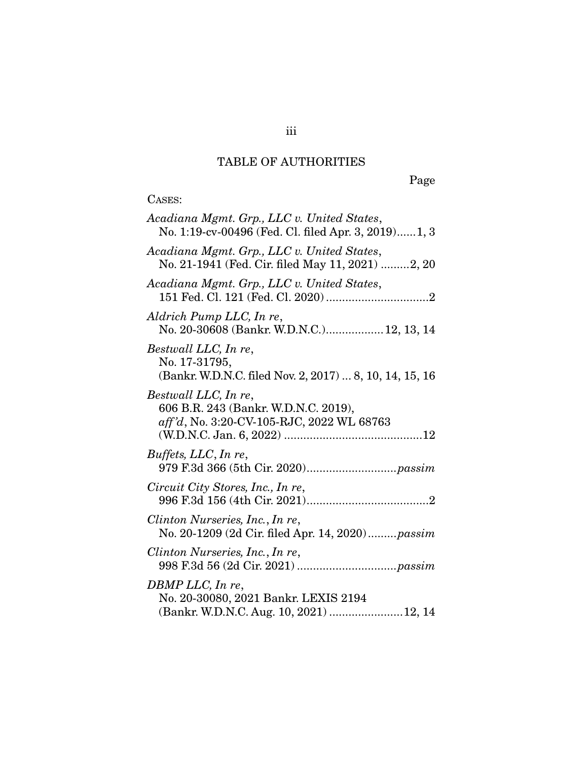## TABLE OF AUTHORITIES

Page

CASES:

*Acadiana Mgmt. Grp., LLC v. United States*,
No. 1:19-cv-00496 (Fed. Cl. filed Apr. 3, 2019)......1, 3

*Acadiana Mgmt. Grp., LLC v. United States*,
No. 21-1941 (Fed. Cir. filed May 11, 2021) .........2, 20

*Acadiana Mgmt. Grp., LLC v. United States*,
151 Fed. Cl. 121 (Fed. Cl. 2020)................................2

*Aldrich Pump LLC, In re*,
No. 20-30608 (Bankr. W.D.N.C.)..................12, 13, 14

*Bestwall LLC, In re*,
No. 17-31795,
(Bankr. W.D.N.C. filed Nov. 2, 2017) ... 8, 10, 14, 15, 16

*Bestwall LLC, In re*,
606 B.R. 243 (Bankr. W.D.N.C. 2019),
*aff'd*, No. 3:20-CV-105-RJC, 2022 WL 68763
(W.D.N.C. Jan. 6, 2022) ..........................................12

*Buffets, LLC, In re*,
979 F.3d 366 (5th Cir. 2020)............................*passim*

*Circuit City Stores, Inc., In re*,
996 F.3d 156 (4th Cir. 2021)......................................2

*Clinton Nurseries, Inc., In re*,
No. 20-1209 (2d Cir. filed Apr. 14, 2020).........*passim*

*Clinton Nurseries, Inc., In re*,
998 F.3d 56 (2d Cir. 2021) ...............................*passim*

*DBMP LLC, In re*,
No. 20-30080, 2021 Bankr. LEXIS 2194
(Bankr. W.D.N.C. Aug. 10, 2021) .......................12, 14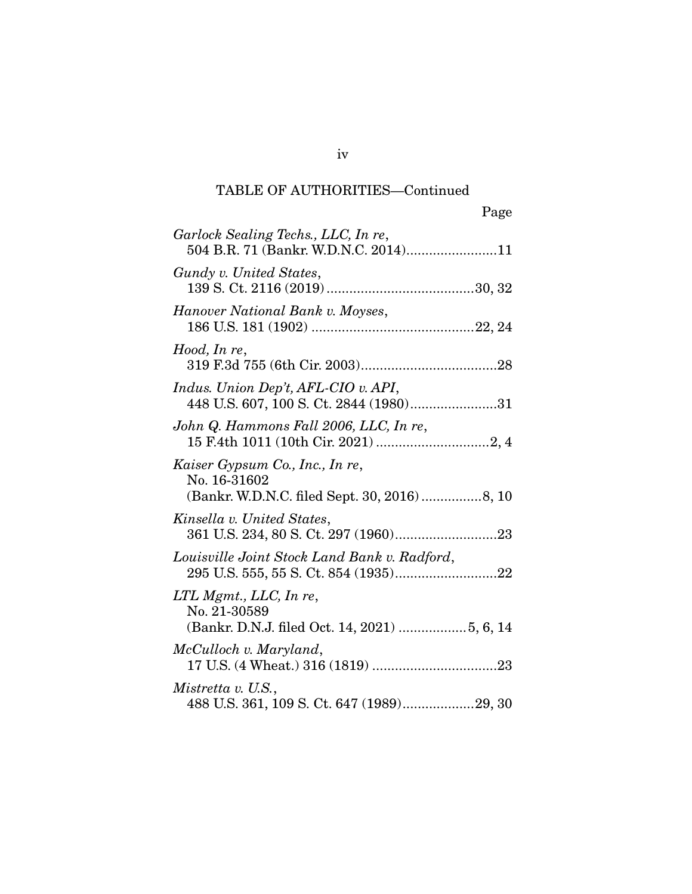TABLE OF AUTHORITIES—Continued

Page

*Garlock Sealing Techs., LLC, In re*,
504 B.R. 71 (Bankr. W.D.N.C. 2014)........................11

*Gundy v. United States*,
139 S. Ct. 2116 (2019).......................................30, 32

*Hanover National Bank v. Moyses*,
186 U.S. 181 (1902)...........................................22, 24

*Hood, In re*,
319 F.3d 755 (6th Cir. 2003)....................................28

*Indus. Union Dep't, AFL-CIO v. API*,
448 U.S. 607, 100 S. Ct. 2844 (1980).......................31

*John Q. Hammons Fall 2006, LLC, In re*,
15 F.4th 1011 (10th Cir. 2021)..............................2, 4

*Kaiser Gypsum Co., Inc., In re*,
No. 16-31602
(Bankr. W.D.N.C. filed Sept. 30, 2016)................8, 10

*Kinsella v. United States*,
361 U.S. 234, 80 S. Ct. 297 (1960)...........................23

*Louisville Joint Stock Land Bank v. Radford*,
295 U.S. 555, 55 S. Ct. 854 (1935)...........................22

*LTL Mgmt., LLC, In re*,
No. 21-30589
(Bankr. D.N.J. filed Oct. 14, 2021)..................5, 6, 14

*McCulloch v. Maryland*,
17 U.S. (4 Wheat.) 316 (1819).................................23

*Mistretta v. U.S.*,
488 U.S. 361, 109 S. Ct. 647 (1989)...................29, 30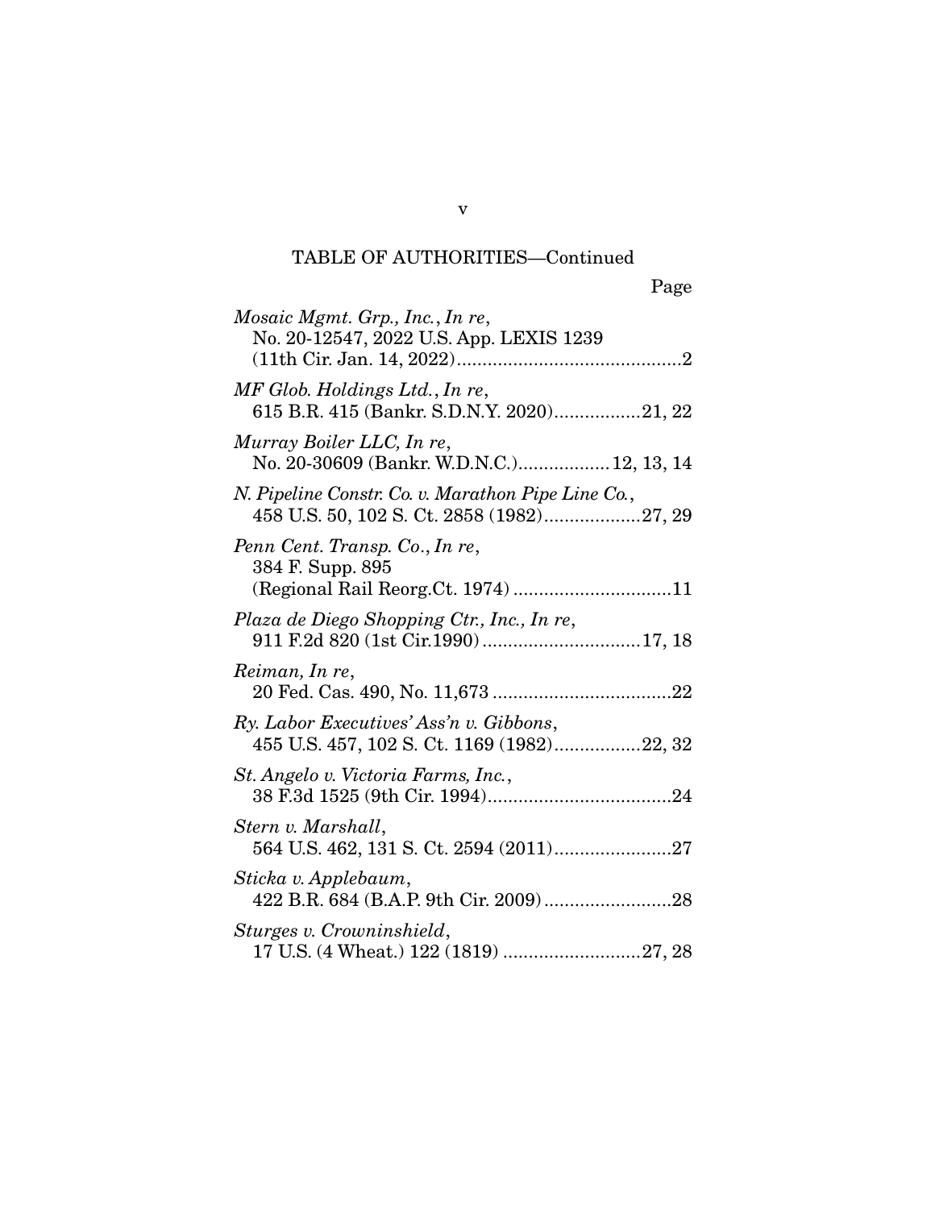TABLE OF AUTHORITIES—Continued

Page

*Mosaic Mgmt. Grp., Inc.*, *In re*,
No. 20-12547, 2022 U.S. App. LEXIS 1239
(11th Cir. Jan. 14, 2022)............................................2

*MF Glob. Holdings Ltd.*, *In re*,
615 B.R. 415 (Bankr. S.D.N.Y. 2020).................21, 22

*Murray Boiler LLC, In re*,
No. 20-30609 (Bankr. W.D.N.C.)..................12, 13, 14

*N. Pipeline Constr. Co. v. Marathon Pipe Line Co.*,
458 U.S. 50, 102 S. Ct. 2858 (1982)...................27, 29

*Penn Cent. Transp. Co.*, *In re*,
384 F. Supp. 895
(Regional Rail Reorg.Ct. 1974) ...............................11

*Plaza de Diego Shopping Ctr., Inc., In re*,
911 F.2d 820 (1st Cir.1990) ...............................17, 18

*Reiman, In re*,
20 Fed. Cas. 490, No. 11,673 ...................................22

*Ry. Labor Executives' Ass'n v. Gibbons*,
455 U.S. 457, 102 S. Ct. 1169 (1982).................22, 32

*St. Angelo v. Victoria Farms, Inc.*,
38 F.3d 1525 (9th Cir. 1994)....................................24

*Stern v. Marshall*,
564 U.S. 462, 131 S. Ct. 2594 (2011).......................27

*Sticka v. Applebaum*,
422 B.R. 684 (B.A.P. 9th Cir. 2009).........................28

*Sturges v. Crowninshield*,
17 U.S. (4 Wheat.) 122 (1819) ...........................27, 28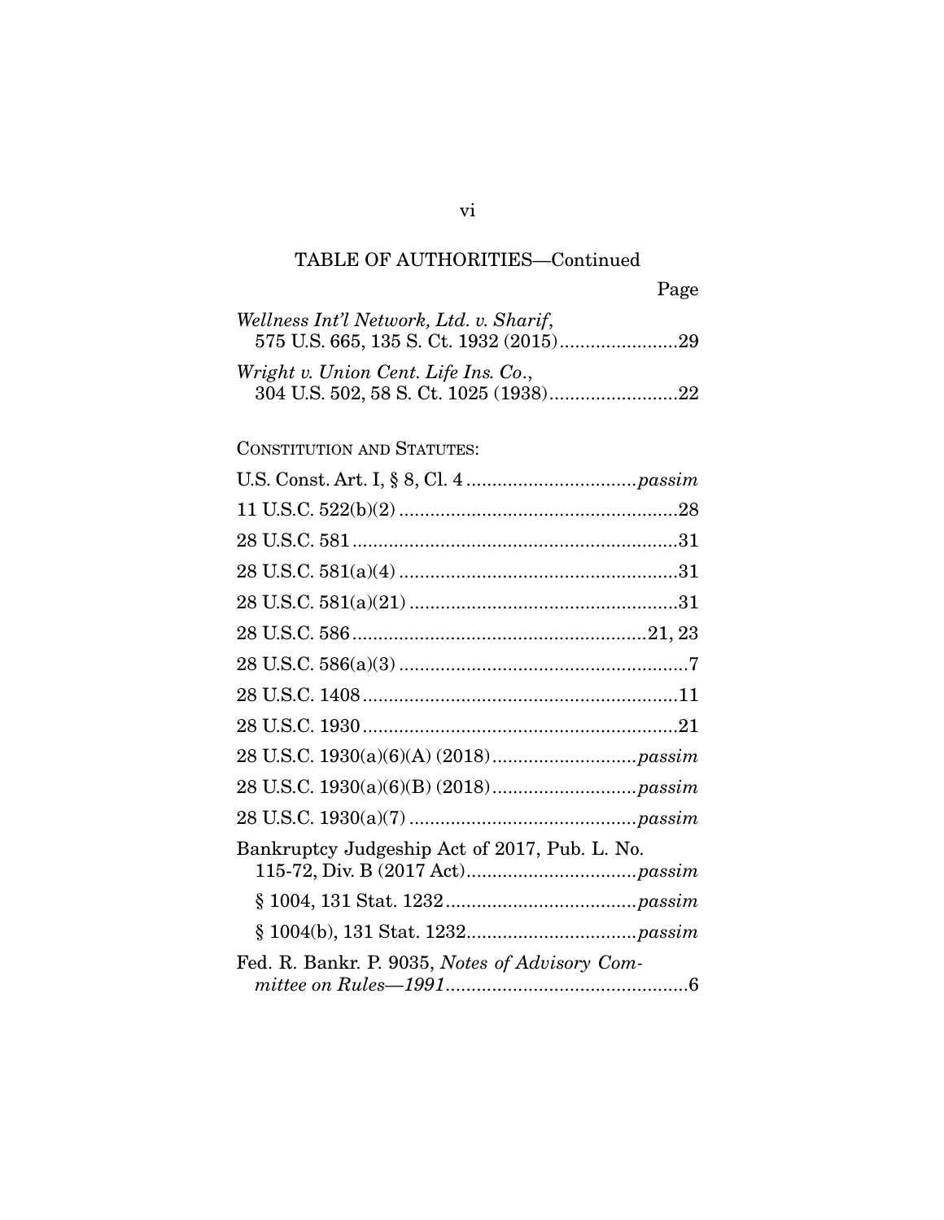TABLE OF AUTHORITIES—Continued

Page

*Wellness Int'l Network, Ltd. v. Sharif*, 575 U.S. 665, 135 S. Ct. 1932 (2015)......................29

*Wright v. Union Cent. Life Ins. Co.*, 304 U.S. 502, 58 S. Ct. 1025 (1938)........................22

CONSTITUTION AND STATUTES:

U.S. Const. Art. I, § 8, Cl. 4 ................................*passim*

11 U.S.C. 522(b)(2) .....................................................28

28 U.S.C. 581 ..............................................................31

28 U.S.C. 581(a)(4) .....................................................31

28 U.S.C. 581(a)(21) ...................................................31

28 U.S.C. 586 ........................................................21, 23

28 U.S.C. 586(a)(3) .......................................................7

28 U.S.C. 1408 ............................................................11

28 U.S.C. 1930 ............................................................21

28 U.S.C. 1930(a)(6)(A) (2018)...........................*passim*

28 U.S.C. 1930(a)(6)(B) (2018)...........................*passim*

28 U.S.C. 1930(a)(7) ...........................................*passim*

Bankruptcy Judgeship Act of 2017, Pub. L. No. 115-72, Div. B (2017 Act)................................*passim*

§ 1004, 131 Stat. 1232 ....................................*passim*

§ 1004(b), 131 Stat. 1232................................*passim*

Fed. R. Bankr. P. 9035, *Notes of Advisory Committee on Rules—1991*..............................................6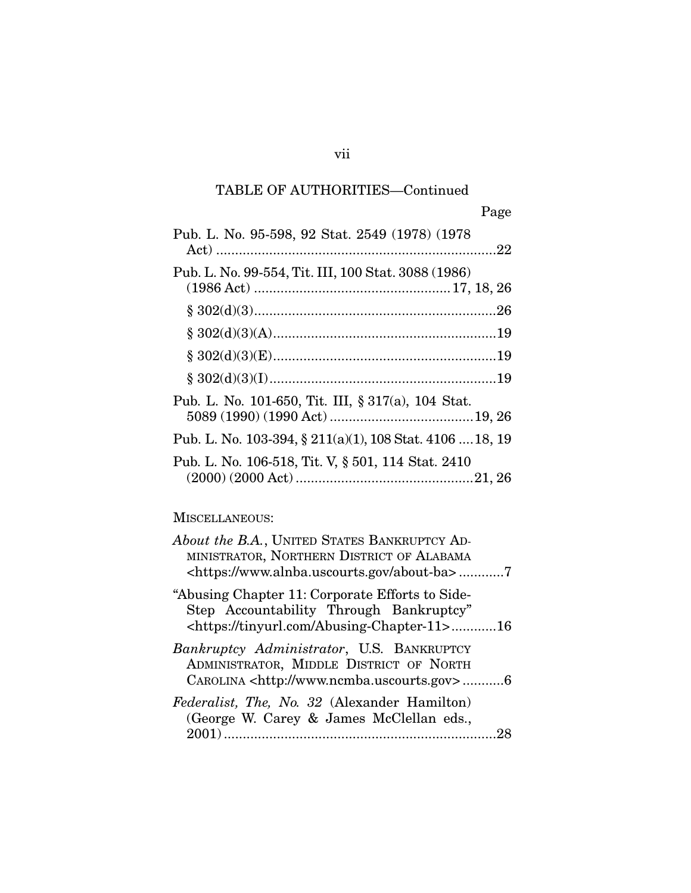TABLE OF AUTHORITIES—Continued

Page

Pub. L. No. 95-598, 92 Stat. 2549 (1978) (1978 Act) ....................22

Pub. L. No. 99-554, Tit. III, 100 Stat. 3088 (1986) (1986 Act) ....................17, 18, 26

§ 302(d)(3)....................26

§ 302(d)(3)(A)....................19

§ 302(d)(3)(E)....................19

§ 302(d)(3)(I)....................19

Pub. L. No. 101-650, Tit. III, § 317(a), 104 Stat. 5089 (1990) (1990 Act) ....................19, 26

Pub. L. No. 103-394, § 211(a)(1), 108 Stat. 4106 ....18, 19

Pub. L. No. 106-518, Tit. V, § 501, 114 Stat. 2410 (2000) (2000 Act) ....................21, 26

MISCELLANEOUS:

*About the B.A.*, UNITED STATES BANKRUPTCY ADMINISTRATOR, NORTHERN DISTRICT OF ALABAMA <https://www.alnba.uscourts.gov/about-ba> ............7

"Abusing Chapter 11: Corporate Efforts to Side-Step Accountability Through Bankruptcy" <https://tinyurl.com/Abusing-Chapter-11>............16

*Bankruptcy Administrator*, U.S. BANKRUPTCY ADMINISTRATOR, MIDDLE DISTRICT OF NORTH CAROLINA <http://www.ncmba.uscourts.gov> ...........6

*Federalist, The, No. 32* (Alexander Hamilton) (George W. Carey & James McClellan eds., 2001)....................28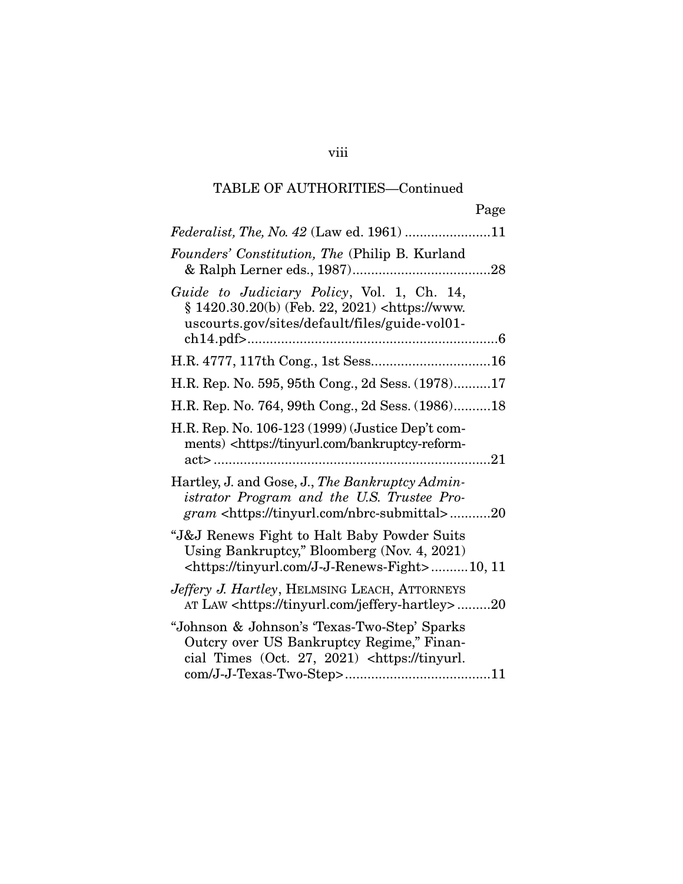## TABLE OF AUTHORITIES—Continued

Page

*Federalist, The, No. 42* (Law ed. 1961) .......................11

*Founders' Constitution, The* (Philip B. Kurland & Ralph Lerner eds., 1987).....................................28

*Guide to Judiciary Policy*, Vol. 1, Ch. 14, § 1420.30.20(b) (Feb. 22, 2021) <https://www.uscourts.gov/sites/default/files/guide-vol01-ch14.pdf>...................................................................6

H.R. 4777, 117th Cong., 1st Sess................................16

H.R. Rep. No. 595, 95th Cong., 2d Sess. (1978)..........17

H.R. Rep. No. 764, 99th Cong., 2d Sess. (1986)..........18

H.R. Rep. No. 106-123 (1999) (Justice Dep't comments) <https://tinyurl.com/bankruptcy-reform-act> ..........................................................................21

Hartley, J. and Gose, J., *The Bankruptcy Administrator Program and the U.S. Trustee Program* <https://tinyurl.com/nbrc-submittal>...........20

"J&J Renews Fight to Halt Baby Powder Suits Using Bankruptcy," Bloomberg (Nov. 4, 2021) <https://tinyurl.com/J-J-Renews-Fight>..........10, 11

*Jeffery J. Hartley*, HELMSING LEACH, ATTORNEYS AT LAW <https://tinyurl.com/jeffery-hartley>.........20

"Johnson & Johnson's 'Texas-Two-Step' Sparks Outcry over US Bankruptcy Regime," Financial Times (Oct. 27, 2021) <https://tinyurl.com/J-J-Texas-Two-Step>.......................................11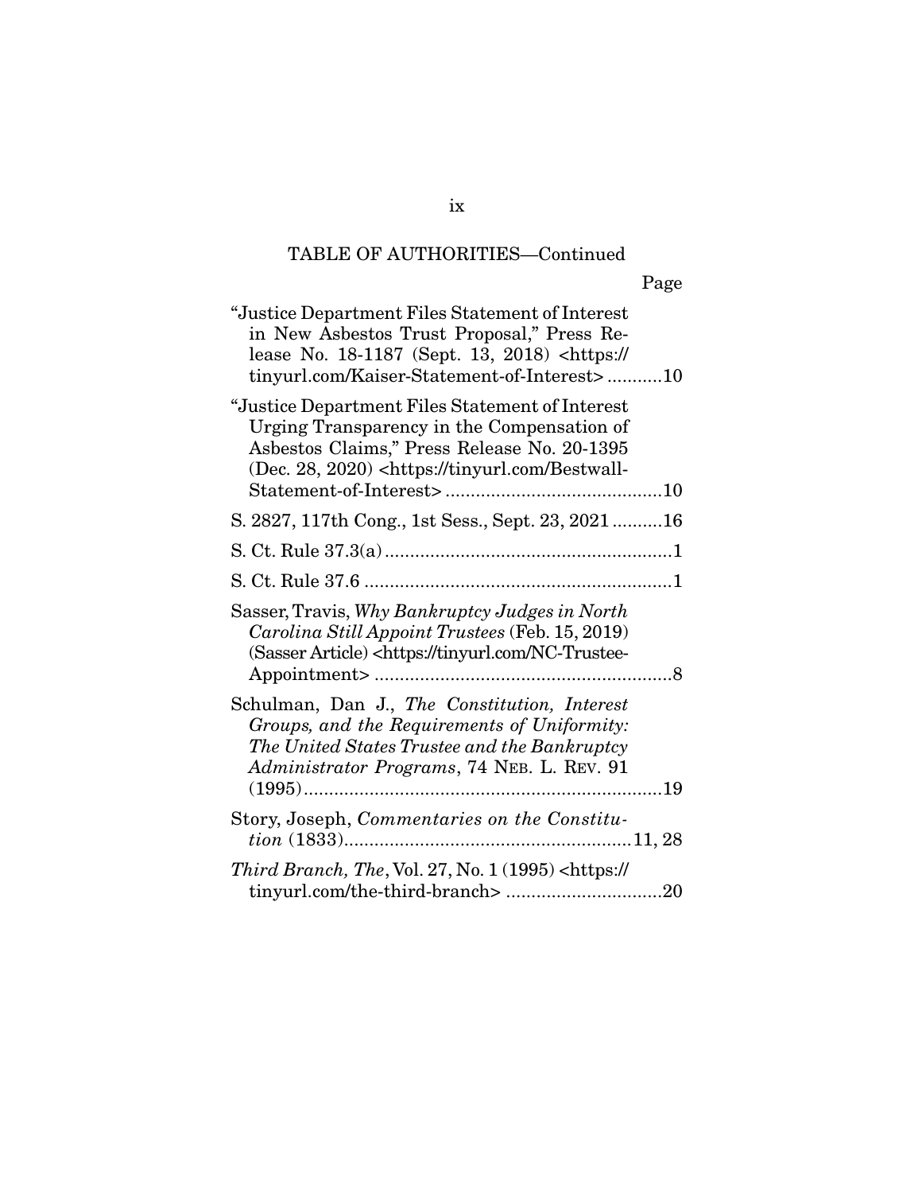TABLE OF AUTHORITIES—Continued

Page

"Justice Department Files Statement of Interest in New Asbestos Trust Proposal," Press Release No. 18-1187 (Sept. 13, 2018) <https://tinyurl.com/Kaiser-Statement-of-Interest> ...........10

"Justice Department Files Statement of Interest Urging Transparency in the Compensation of Asbestos Claims," Press Release No. 20-1395 (Dec. 28, 2020) <https://tinyurl.com/Bestwall-Statement-of-Interest> ...........................................10

S. 2827, 117th Cong., 1st Sess., Sept. 23, 2021 ..........16

S. Ct. Rule 37.3(a) .........................................................1

S. Ct. Rule 37.6 .............................................................1

Sasser, Travis, *Why Bankruptcy Judges in North Carolina Still Appoint Trustees* (Feb. 15, 2019) (Sasser Article) <https://tinyurl.com/NC-Trustee-Appointment> ...........................................................8

Schulman, Dan J., *The Constitution, Interest Groups, and the Requirements of Uniformity: The United States Trustee and the Bankruptcy Administrator Programs*, 74 NEB. L. REV. 91 (1995).......................................................................19

Story, Joseph, *Commentaries on the Constitution* (1833).........................................................11, 28

*Third Branch, The*, Vol. 27, No. 1 (1995) <https://tinyurl.com/the-third-branch> ...............................20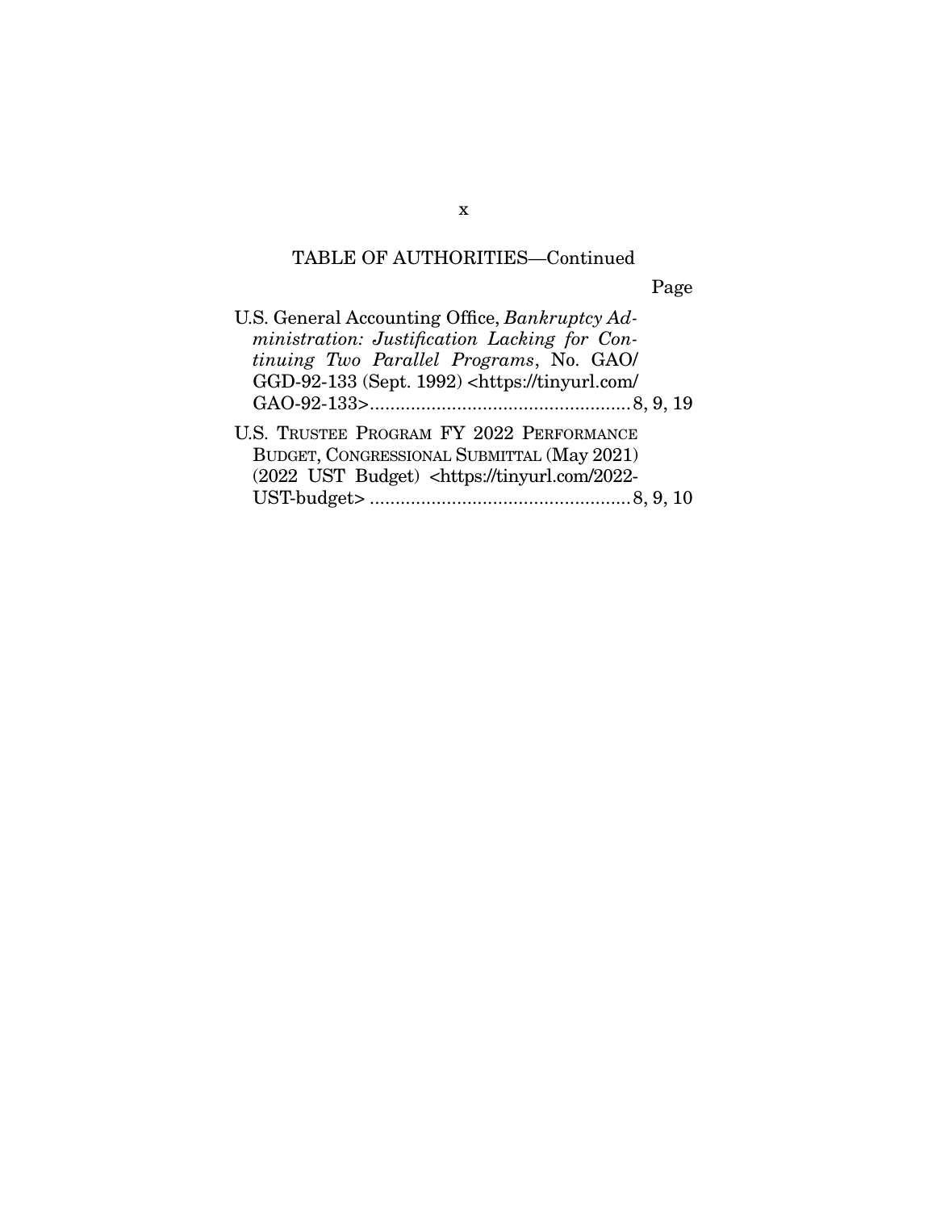TABLE OF AUTHORITIES—Continued

Page

U.S. General Accounting Office, *Bankruptcy Administration: Justification Lacking for Continuing Two Parallel Programs*, No. GAO/GGD-92-133 (Sept. 1992) <https://tinyurl.com/GAO-92-133> .................................................. 8, 9, 19

U.S. TRUSTEE PROGRAM FY 2022 PERFORMANCE BUDGET, CONGRESSIONAL SUBMITTAL (May 2021) (2022 UST Budget) <https://tinyurl.com/2022-UST-budget> .................................................. 8, 9, 10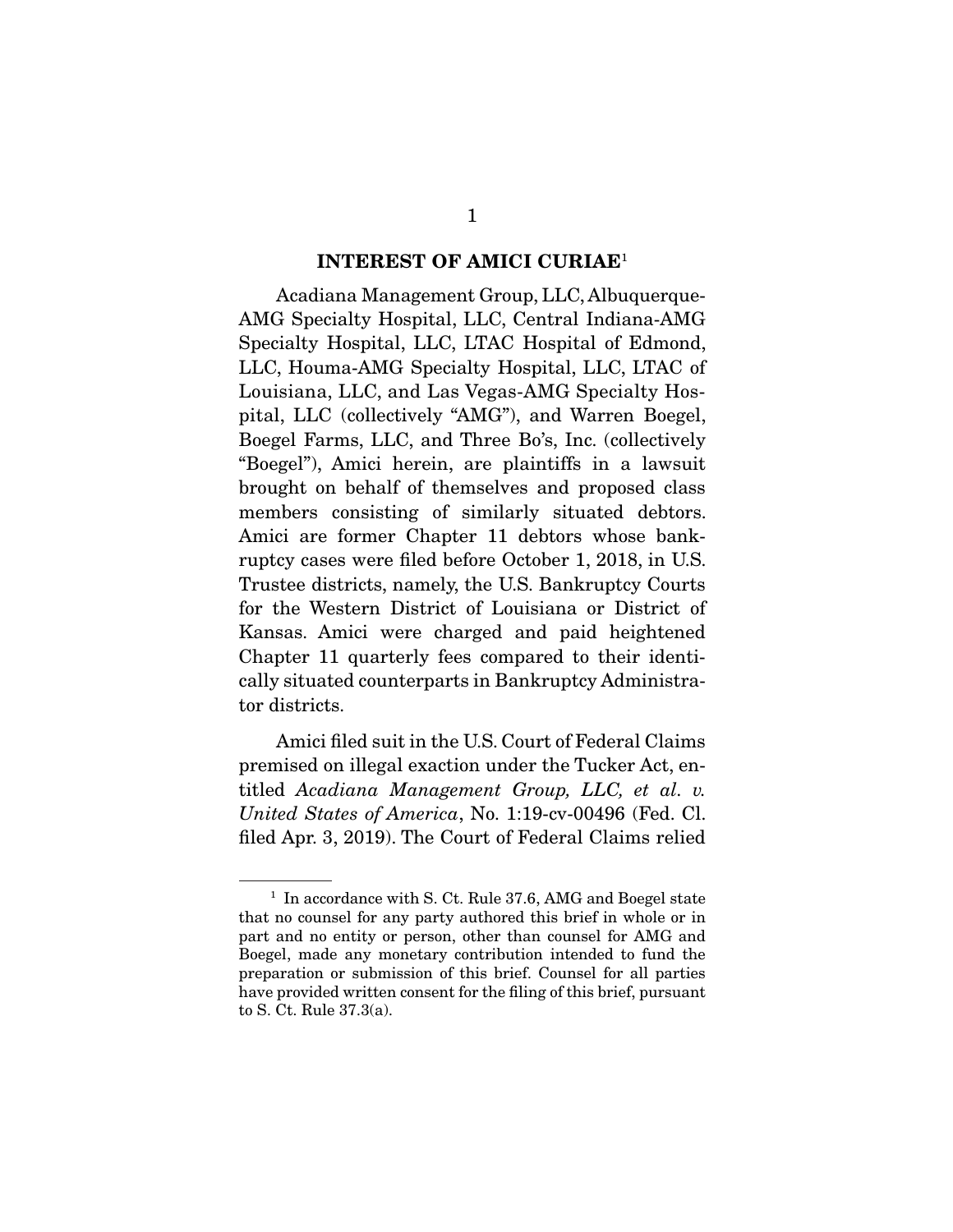## INTEREST OF AMICI CURIAE[1]

Acadiana Management Group, LLC, Albuquerque-AMG Specialty Hospital, LLC, Central Indiana-AMG Specialty Hospital, LLC, LTAC Hospital of Edmond, LLC, Houma-AMG Specialty Hospital, LLC, LTAC of Louisiana, LLC, and Las Vegas-AMG Specialty Hospital, LLC (collectively "AMG"), and Warren Boegel, Boegel Farms, LLC, and Three Bo's, Inc. (collectively "Boegel"), Amici herein, are plaintiffs in a lawsuit brought on behalf of themselves and proposed class members consisting of similarly situated debtors. Amici are former Chapter 11 debtors whose bankruptcy cases were filed before October 1, 2018, in U.S. Trustee districts, namely, the U.S. Bankruptcy Courts for the Western District of Louisiana or District of Kansas. Amici were charged and paid heightened Chapter 11 quarterly fees compared to their identically situated counterparts in Bankruptcy Administrator districts.

Amici filed suit in the U.S. Court of Federal Claims premised on illegal exaction under the Tucker Act, entitled *Acadiana Management Group, LLC, et al. v. United States of America*, No. 1:19-cv-00496 (Fed. Cl. filed Apr. 3, 2019). The Court of Federal Claims relied

---

[1] In accordance with S. Ct. Rule 37.6, AMG and Boegel state that no counsel for any party authored this brief in whole or in part and no entity or person, other than counsel for AMG and Boegel, made any monetary contribution intended to fund the preparation or submission of this brief. Counsel for all parties have provided written consent for the filing of this brief, pursuant to S. Ct. Rule 37.3(a).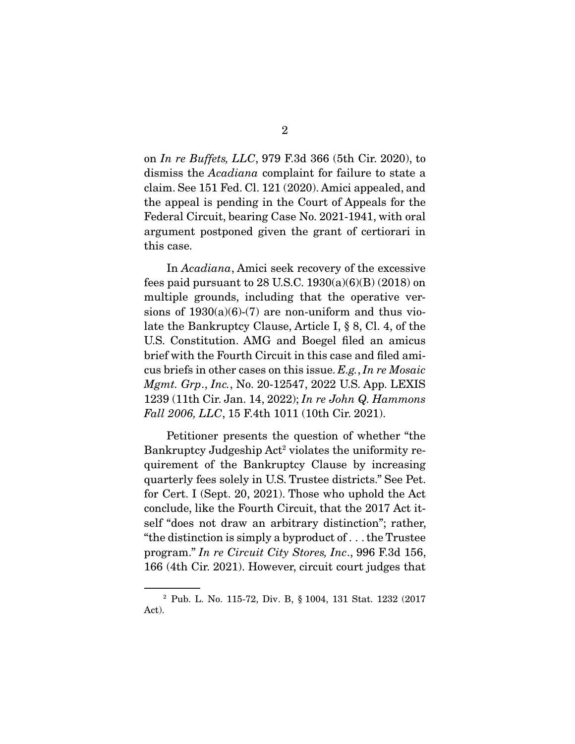on *In re Buffets, LLC*, 979 F.3d 366 (5th Cir. 2020), to dismiss the *Acadiana* complaint for failure to state a claim. See 151 Fed. Cl. 121 (2020). Amici appealed, and the appeal is pending in the Court of Appeals for the Federal Circuit, bearing Case No. 2021-1941, with oral argument postponed given the grant of certiorari in this case.

In *Acadiana*, Amici seek recovery of the excessive fees paid pursuant to 28 U.S.C. 1930(a)(6)(B) (2018) on multiple grounds, including that the operative versions of 1930(a)(6)-(7) are non-uniform and thus violate the Bankruptcy Clause, Article I, § 8, Cl. 4, of the U.S. Constitution. AMG and Boegel filed an amicus brief with the Fourth Circuit in this case and filed amicus briefs in other cases on this issue. *E.g.*, *In re Mosaic Mgmt. Grp., Inc.*, No. 20-12547, 2022 U.S. App. LEXIS 1239 (11th Cir. Jan. 14, 2022); *In re John Q. Hammons Fall 2006, LLC*, 15 F.4th 1011 (10th Cir. 2021).

Petitioner presents the question of whether "the Bankruptcy Judgeship Act[2] violates the uniformity requirement of the Bankruptcy Clause by increasing quarterly fees solely in U.S. Trustee districts." See Pet. for Cert. I (Sept. 20, 2021). Those who uphold the Act conclude, like the Fourth Circuit, that the 2017 Act itself "does not draw an arbitrary distinction"; rather, "the distinction is simply a byproduct of . . . the Trustee program." *In re Circuit City Stores, Inc.*, 996 F.3d 156, 166 (4th Cir. 2021). However, circuit court judges that

---

[2] Pub. L. No. 115-72, Div. B, § 1004, 131 Stat. 1232 (2017 Act).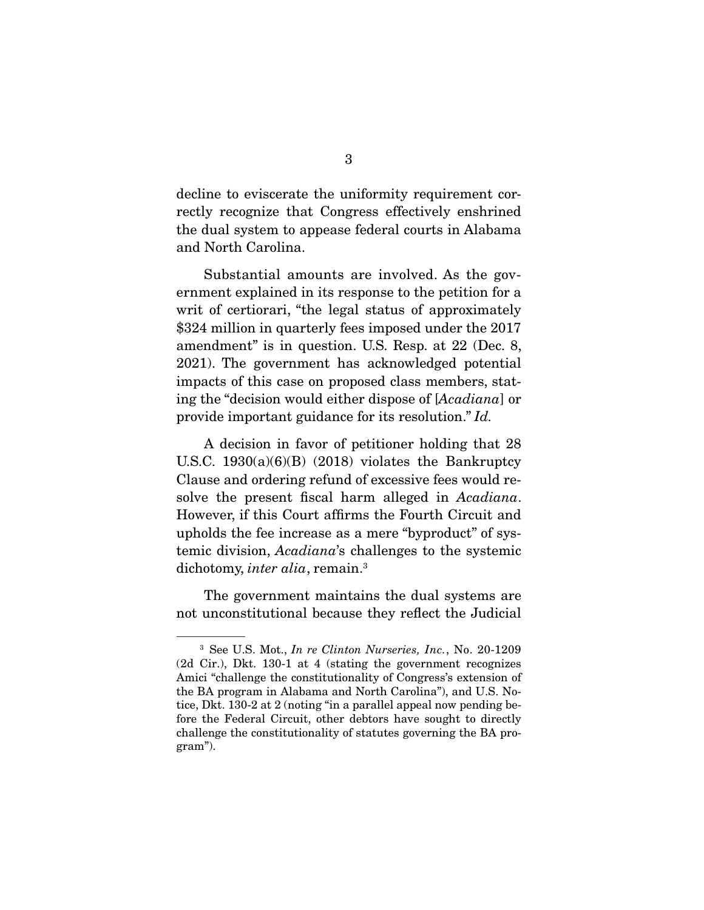decline to eviscerate the uniformity requirement correctly recognize that Congress effectively enshrined the dual system to appease federal courts in Alabama and North Carolina.

Substantial amounts are involved. As the government explained in its response to the petition for a writ of certiorari, "the legal status of approximately $324 million in quarterly fees imposed under the 2017 amendment" is in question. U.S. Resp. at 22 (Dec. 8, 2021). The government has acknowledged potential impacts of this case on proposed class members, stating the "decision would either dispose of [*Acadiana*] or provide important guidance for its resolution." *Id.*

A decision in favor of petitioner holding that 28 U.S.C. 1930(a)(6)(B) (2018) violates the Bankruptcy Clause and ordering refund of excessive fees would resolve the present fiscal harm alleged in *Acadiana*. However, if this Court affirms the Fourth Circuit and upholds the fee increase as a mere "byproduct" of systemic division, *Acadiana*'s challenges to the systemic dichotomy, *inter alia*, remain.[3]

The government maintains the dual systems are not unconstitutional because they reflect the Judicial

[3] See U.S. Mot., *In re Clinton Nurseries, Inc.*, No. 20-1209 (2d Cir.), Dkt. 130-1 at 4 (stating the government recognizes Amici "challenge the constitutionality of Congress's extension of the BA program in Alabama and North Carolina"), and U.S. Notice, Dkt. 130-2 at 2 (noting "in a parallel appeal now pending before the Federal Circuit, other debtors have sought to directly challenge the constitutionality of statutes governing the BA program").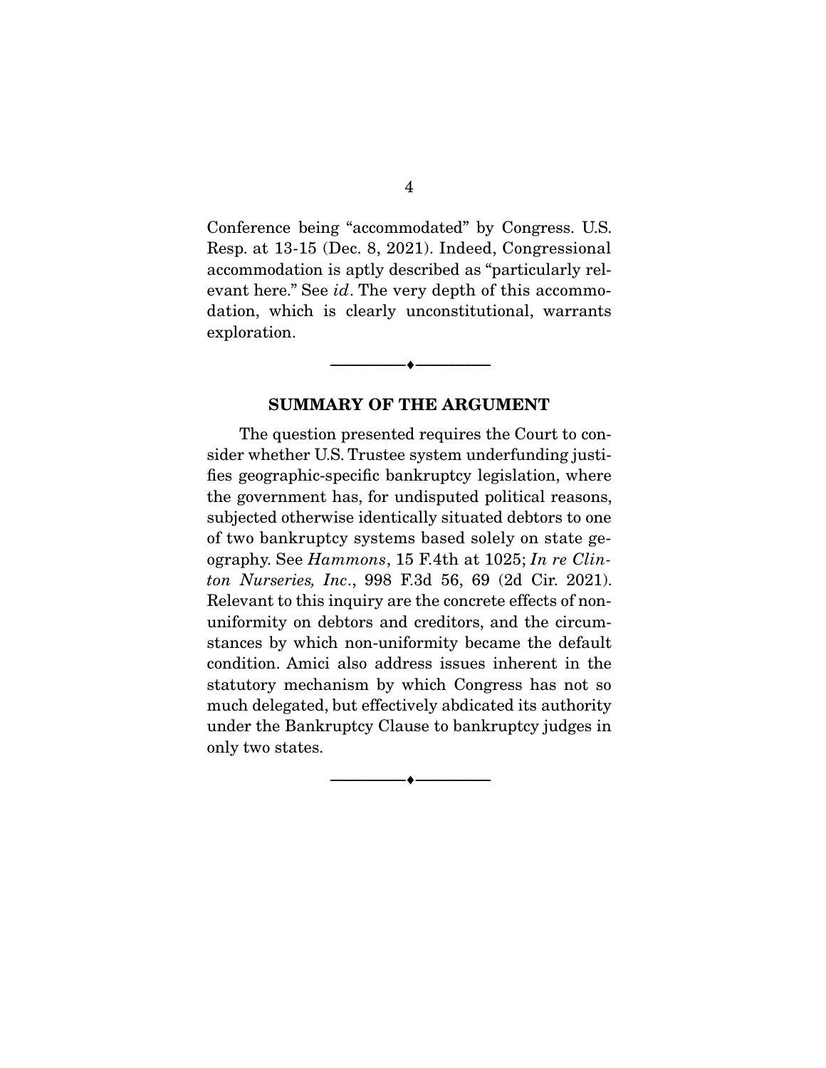Conference being "accommodated" by Congress. U.S. Resp. at 13-15 (Dec. 8, 2021). Indeed, Congressional accommodation is aptly described as "particularly relevant here." See *id*. The very depth of this accommodation, which is clearly unconstitutional, warrants exploration.

---

## SUMMARY OF THE ARGUMENT

The question presented requires the Court to consider whether U.S. Trustee system underfunding justifies geographic-specific bankruptcy legislation, where the government has, for undisputed political reasons, subjected otherwise identically situated debtors to one of two bankruptcy systems based solely on state geography. See *Hammons*, 15 F.4th at 1025; *In re Clinton Nurseries, Inc*., 998 F.3d 56, 69 (2d Cir. 2021). Relevant to this inquiry are the concrete effects of non-uniformity on debtors and creditors, and the circumstances by which non-uniformity became the default condition. Amici also address issues inherent in the statutory mechanism by which Congress has not so much delegated, but effectively abdicated its authority under the Bankruptcy Clause to bankruptcy judges in only two states.

---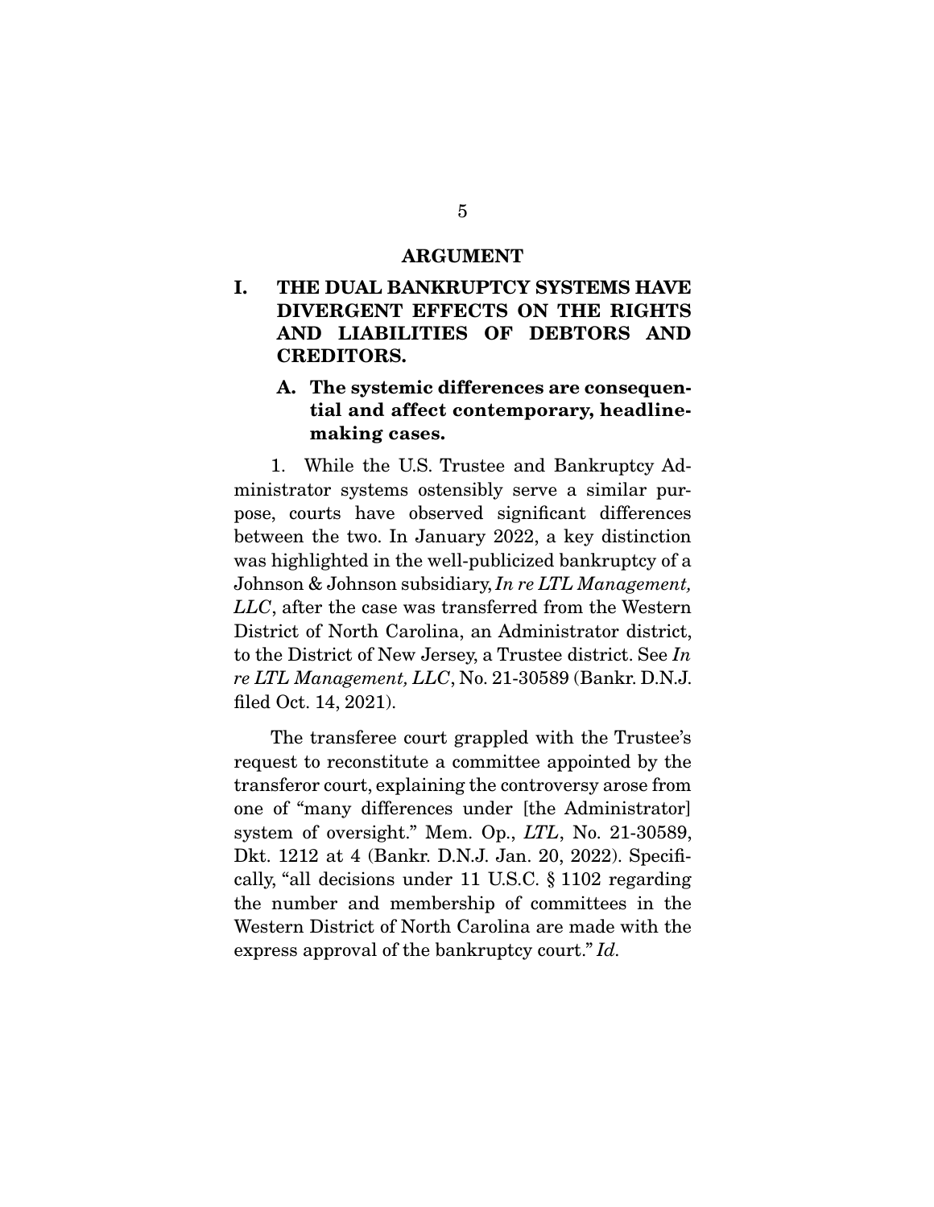## ARGUMENT

### I. THE DUAL BANKRUPTCY SYSTEMS HAVE DIVERGENT EFFECTS ON THE RIGHTS AND LIABILITIES OF DEBTORS AND CREDITORS.

#### A. The systemic differences are consequential and affect contemporary, headline-making cases.

1. While the U.S. Trustee and Bankruptcy Administrator systems ostensibly serve a similar purpose, courts have observed significant differences between the two. In January 2022, a key distinction was highlighted in the well-publicized bankruptcy of a Johnson & Johnson subsidiary, *In re LTL Management, LLC*, after the case was transferred from the Western District of North Carolina, an Administrator district, to the District of New Jersey, a Trustee district. See *In re LTL Management, LLC*, No. 21-30589 (Bankr. D.N.J. filed Oct. 14, 2021).

The transferee court grappled with the Trustee's request to reconstitute a committee appointed by the transferor court, explaining the controversy arose from one of "many differences under [the Administrator] system of oversight." Mem. Op., *LTL*, No. 21-30589, Dkt. 1212 at 4 (Bankr. D.N.J. Jan. 20, 2022). Specifically, "all decisions under 11 U.S.C. § 1102 regarding the number and membership of committees in the Western District of North Carolina are made with the express approval of the bankruptcy court." *Id.*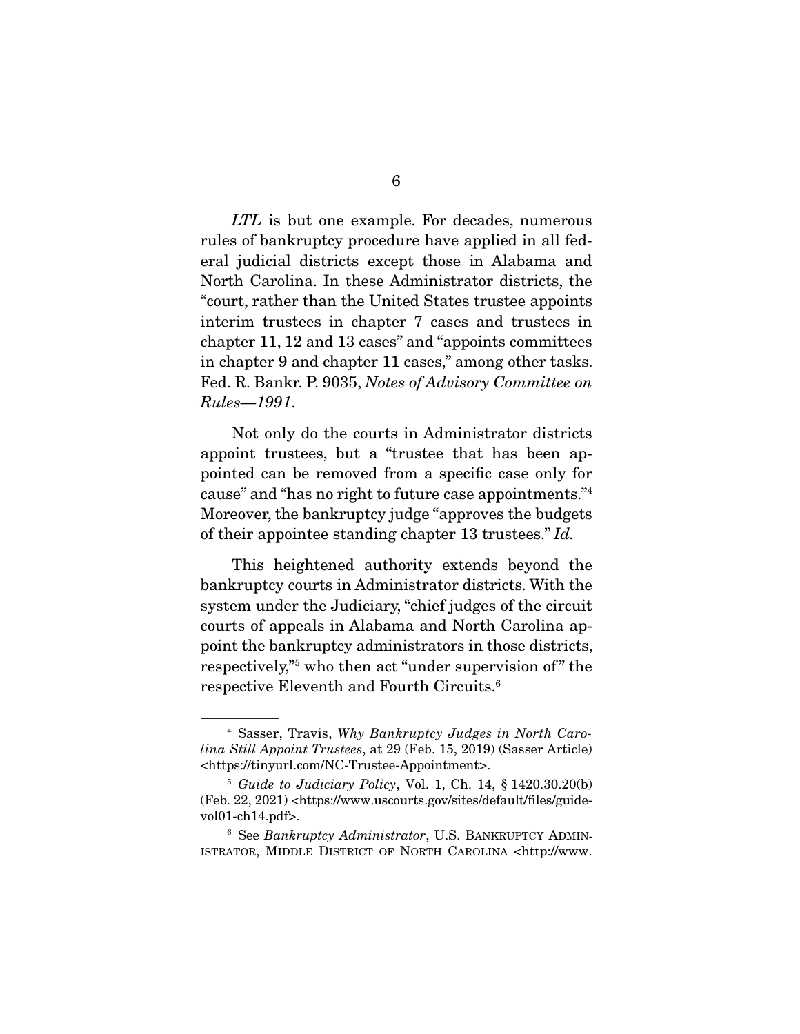*LTL* is but one example. For decades, numerous rules of bankruptcy procedure have applied in all federal judicial districts except those in Alabama and North Carolina. In these Administrator districts, the "court, rather than the United States trustee appoints interim trustees in chapter 7 cases and trustees in chapter 11, 12 and 13 cases" and "appoints committees in chapter 9 and chapter 11 cases," among other tasks. Fed. R. Bankr. P. 9035, *Notes of Advisory Committee on Rules—1991*.

Not only do the courts in Administrator districts appoint trustees, but a "trustee that has been appointed can be removed from a specific case only for cause" and "has no right to future case appointments."[4] Moreover, the bankruptcy judge "approves the budgets of their appointee standing chapter 13 trustees." *Id.*

This heightened authority extends beyond the bankruptcy courts in Administrator districts. With the system under the Judiciary, "chief judges of the circuit courts of appeals in Alabama and North Carolina appoint the bankruptcy administrators in those districts, respectively,"[5] who then act "under supervision of" the respective Eleventh and Fourth Circuits.[6]

---

[4] Sasser, Travis, *Why Bankruptcy Judges in North Carolina Still Appoint Trustees*, at 29 (Feb. 15, 2019) (Sasser Article) <https://tinyurl.com/NC-Trustee-Appointment>.

[5] *Guide to Judiciary Policy*, Vol. 1, Ch. 14, § 1420.30.20(b) (Feb. 22, 2021) <https://www.uscourts.gov/sites/default/files/guide-vol01-ch14.pdf>.

[6] See *Bankruptcy Administrator*, U.S. BANKRUPTCY ADMINISTRATOR, MIDDLE DISTRICT OF NORTH CAROLINA <http://www.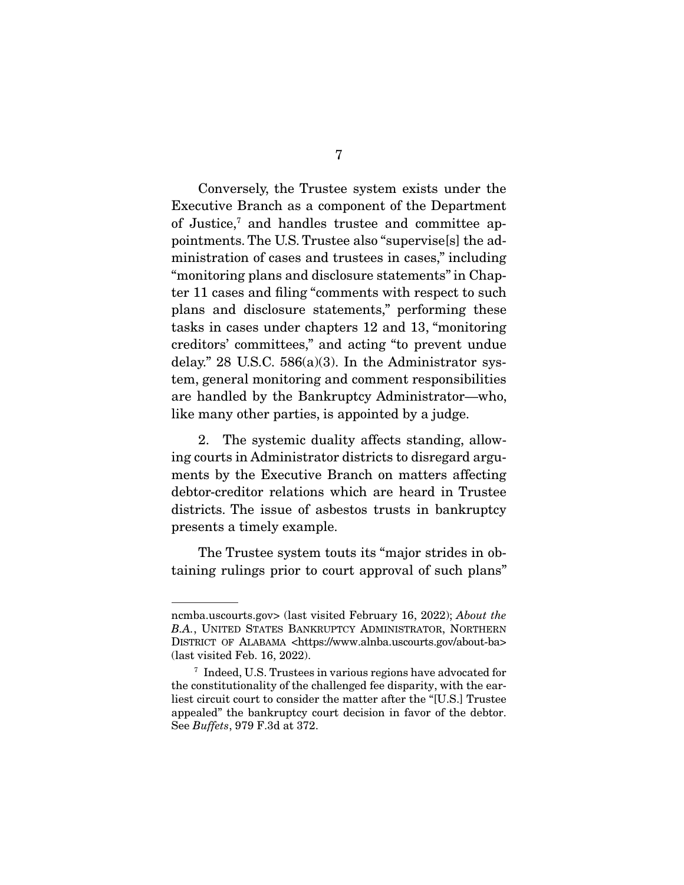Conversely, the Trustee system exists under the Executive Branch as a component of the Department of Justice,[7] and handles trustee and committee appointments. The U.S. Trustee also "supervise[s] the administration of cases and trustees in cases," including "monitoring plans and disclosure statements" in Chapter 11 cases and filing "comments with respect to such plans and disclosure statements," performing these tasks in cases under chapters 12 and 13, "monitoring creditors' committees," and acting "to prevent undue delay." 28 U.S.C. 586(a)(3). In the Administrator system, general monitoring and comment responsibilities are handled by the Bankruptcy Administrator—who, like many other parties, is appointed by a judge.

2. The systemic duality affects standing, allowing courts in Administrator districts to disregard arguments by the Executive Branch on matters affecting debtor-creditor relations which are heard in Trustee districts. The issue of asbestos trusts in bankruptcy presents a timely example.

The Trustee system touts its "major strides in obtaining rulings prior to court approval of such plans"

---

ncmba.uscourts.gov> (last visited February 16, 2022); *About the B.A.*, UNITED STATES BANKRUPTCY ADMINISTRATOR, NORTHERN DISTRICT OF ALABAMA <https://www.alnba.uscourts.gov/about-ba> (last visited Feb. 16, 2022).

[7] Indeed, U.S. Trustees in various regions have advocated for the constitutionality of the challenged fee disparity, with the earliest circuit court to consider the matter after the "[U.S.] Trustee appealed" the bankruptcy court decision in favor of the debtor. See *Buffets*, 979 F.3d at 372.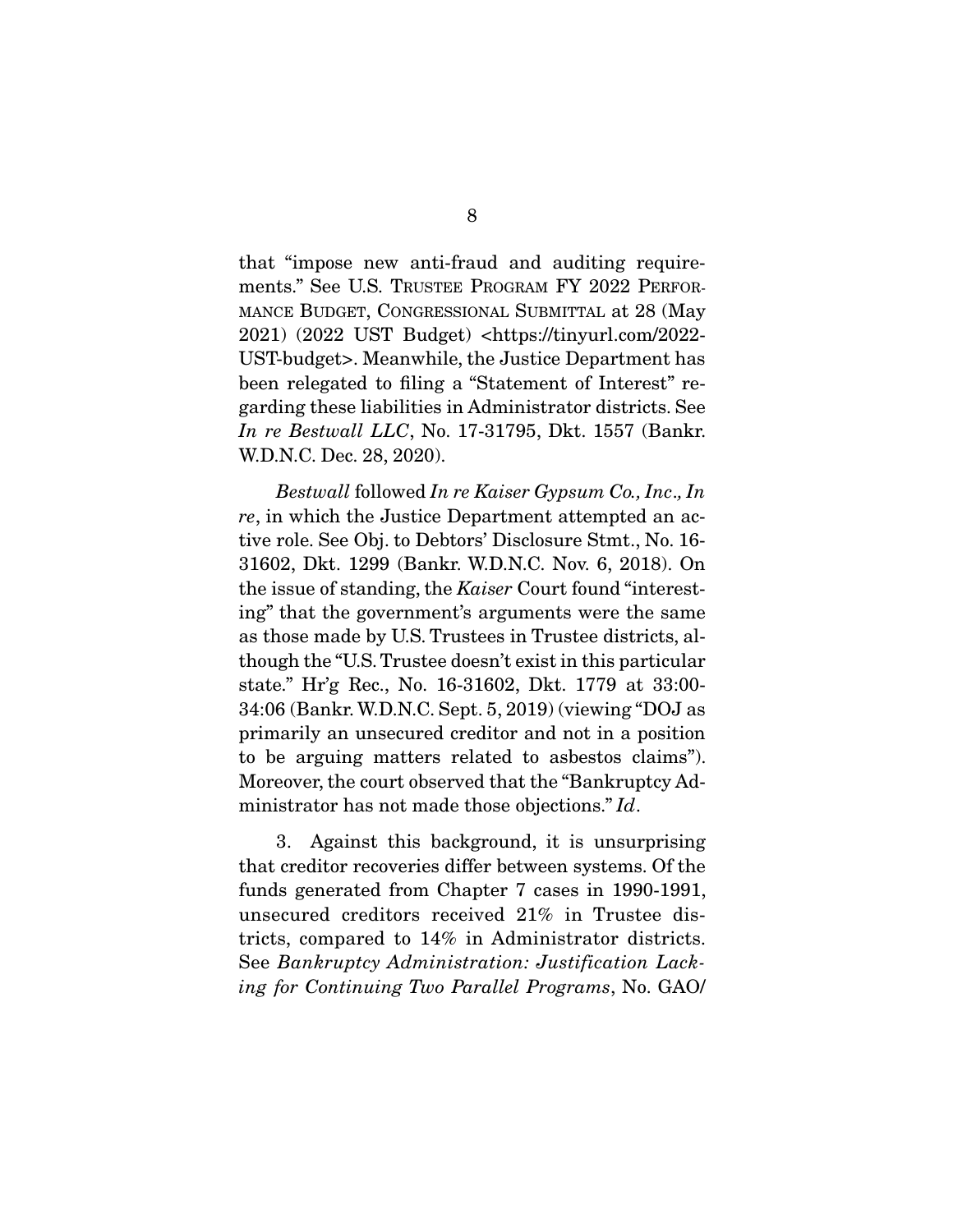that "impose new anti-fraud and auditing requirements." See U.S. TRUSTEE PROGRAM FY 2022 PERFORMANCE BUDGET, CONGRESSIONAL SUBMITTAL at 28 (May 2021) (2022 UST Budget) <https://tinyurl.com/2022-UST-budget>. Meanwhile, the Justice Department has been relegated to filing a "Statement of Interest" regarding these liabilities in Administrator districts. See *In re Bestwall LLC*, No. 17-31795, Dkt. 1557 (Bankr. W.D.N.C. Dec. 28, 2020).

*Bestwall* followed *In re Kaiser Gypsum Co., Inc., In re*, in which the Justice Department attempted an active role. See Obj. to Debtors' Disclosure Stmt., No. 16-31602, Dkt. 1299 (Bankr. W.D.N.C. Nov. 6, 2018). On the issue of standing, the *Kaiser* Court found "interesting" that the government's arguments were the same as those made by U.S. Trustees in Trustee districts, although the "U.S. Trustee doesn't exist in this particular state." Hr'g Rec., No. 16-31602, Dkt. 1779 at 33:00-34:06 (Bankr. W.D.N.C. Sept. 5, 2019) (viewing "DOJ as primarily an unsecured creditor and not in a position to be arguing matters related to asbestos claims"). Moreover, the court observed that the "Bankruptcy Administrator has not made those objections." *Id*.

3. Against this background, it is unsurprising that creditor recoveries differ between systems. Of the funds generated from Chapter 7 cases in 1990-1991, unsecured creditors received 21% in Trustee districts, compared to 14% in Administrator districts. See *Bankruptcy Administration: Justification Lacking for Continuing Two Parallel Programs*, No. GAO/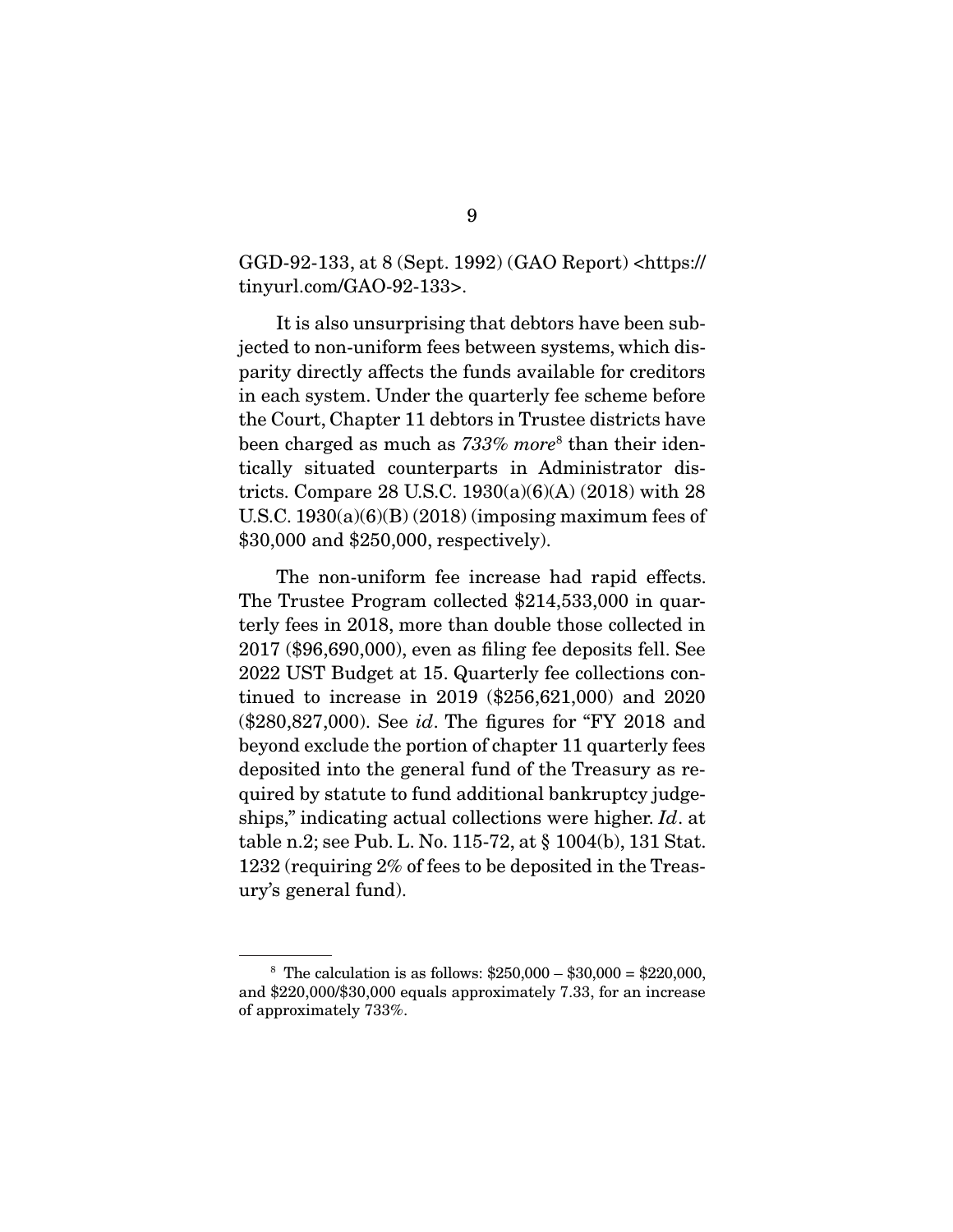GGD-92-133, at 8 (Sept. 1992) (GAO Report) <https://tinyurl.com/GAO-92-133>.

It is also unsurprising that debtors have been subjected to non-uniform fees between systems, which disparity directly affects the funds available for creditors in each system. Under the quarterly fee scheme before the Court, Chapter 11 debtors in Trustee districts have been charged as much as *733% more*[8] than their identically situated counterparts in Administrator districts. Compare 28 U.S.C. 1930(a)(6)(A) (2018) with 28 U.S.C. 1930(a)(6)(B) (2018) (imposing maximum fees of $30,000 and $250,000, respectively).

The non-uniform fee increase had rapid effects. The Trustee Program collected $214,533,000 in quarterly fees in 2018, more than double those collected in 2017 ($96,690,000), even as filing fee deposits fell. See 2022 UST Budget at 15. Quarterly fee collections continued to increase in 2019 ($256,621,000) and 2020 ($280,827,000). See *id*. The figures for "FY 2018 and beyond exclude the portion of chapter 11 quarterly fees deposited into the general fund of the Treasury as required by statute to fund additional bankruptcy judgeships," indicating actual collections were higher. *Id*. at table n.2; see Pub. L. No. 115-72, at § 1004(b), 131 Stat. 1232 (requiring 2% of fees to be deposited in the Treasury's general fund).

---

[8] The calculation is as follows: $250,000 – $30,000 = $220,000, and $220,000/$30,000 equals approximately 7.33, for an increase of approximately 733%.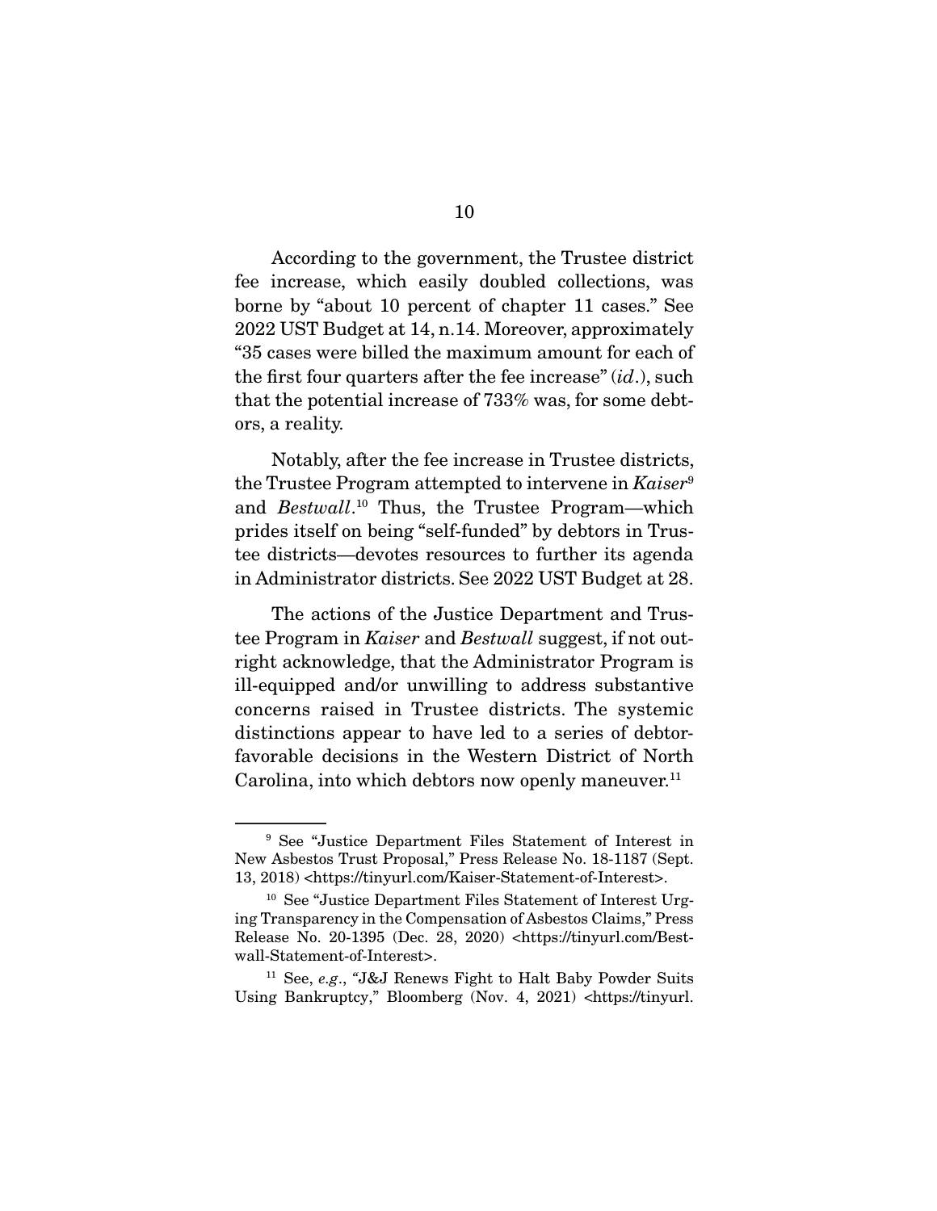According to the government, the Trustee district fee increase, which easily doubled collections, was borne by "about 10 percent of chapter 11 cases." See 2022 UST Budget at 14, n.14. Moreover, approximately "35 cases were billed the maximum amount for each of the first four quarters after the fee increase" (*id.*), such that the potential increase of 733% was, for some debtors, a reality.

Notably, after the fee increase in Trustee districts, the Trustee Program attempted to intervene in *Kaiser*[9] and *Bestwall*.[10] Thus, the Trustee Program—which prides itself on being "self-funded" by debtors in Trustee districts—devotes resources to further its agenda in Administrator districts. See 2022 UST Budget at 28.

The actions of the Justice Department and Trustee Program in *Kaiser* and *Bestwall* suggest, if not outright acknowledge, that the Administrator Program is ill-equipped and/or unwilling to address substantive concerns raised in Trustee districts. The systemic distinctions appear to have led to a series of debtor-favorable decisions in the Western District of North Carolina, into which debtors now openly maneuver.[11]

---

[9] See "Justice Department Files Statement of Interest in New Asbestos Trust Proposal," Press Release No. 18-1187 (Sept. 13, 2018) <https://tinyurl.com/Kaiser-Statement-of-Interest>.

[10] See "Justice Department Files Statement of Interest Urging Transparency in the Compensation of Asbestos Claims," Press Release No. 20-1395 (Dec. 28, 2020) <https://tinyurl.com/Bestwall-Statement-of-Interest>.

[11] See, *e.g.*, "J&J Renews Fight to Halt Baby Powder Suits Using Bankruptcy," Bloomberg (Nov. 4, 2021) <https://tinyurl.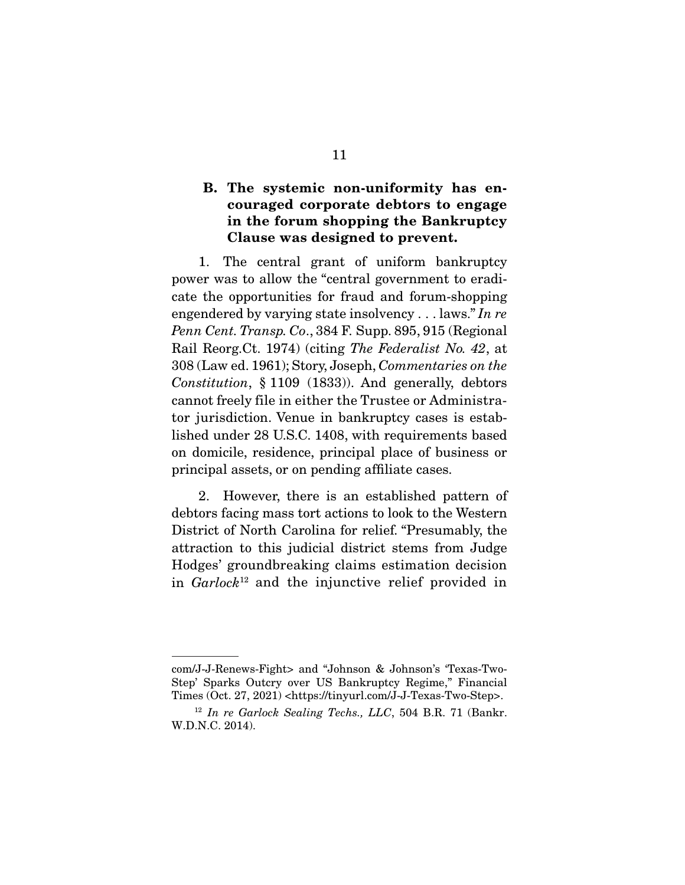### B. The systemic non-uniformity has encouraged corporate debtors to engage in the forum shopping the Bankruptcy Clause was designed to prevent.

1. The central grant of uniform bankruptcy power was to allow the "central government to eradicate the opportunities for fraud and forum-shopping engendered by varying state insolvency . . . laws." *In re Penn Cent. Transp. Co.*, 384 F. Supp. 895, 915 (Regional Rail Reorg.Ct. 1974) (citing *The Federalist No. 42*, at 308 (Law ed. 1961); Story, Joseph, *Commentaries on the Constitution*, § 1109 (1833)). And generally, debtors cannot freely file in either the Trustee or Administrator jurisdiction. Venue in bankruptcy cases is established under 28 U.S.C. 1408, with requirements based on domicile, residence, principal place of business or principal assets, or on pending affiliate cases.

2. However, there is an established pattern of debtors facing mass tort actions to look to the Western District of North Carolina for relief. "Presumably, the attraction to this judicial district stems from Judge Hodges' groundbreaking claims estimation decision in *Garlock*[12] and the injunctive relief provided in

---

com/J-J-Renews-Fight> and "Johnson & Johnson's 'Texas-Two-Step' Sparks Outcry over US Bankruptcy Regime," Financial Times (Oct. 27, 2021) <https://tinyurl.com/J-J-Texas-Two-Step>.

[12] *In re Garlock Sealing Techs., LLC*, 504 B.R. 71 (Bankr. W.D.N.C. 2014).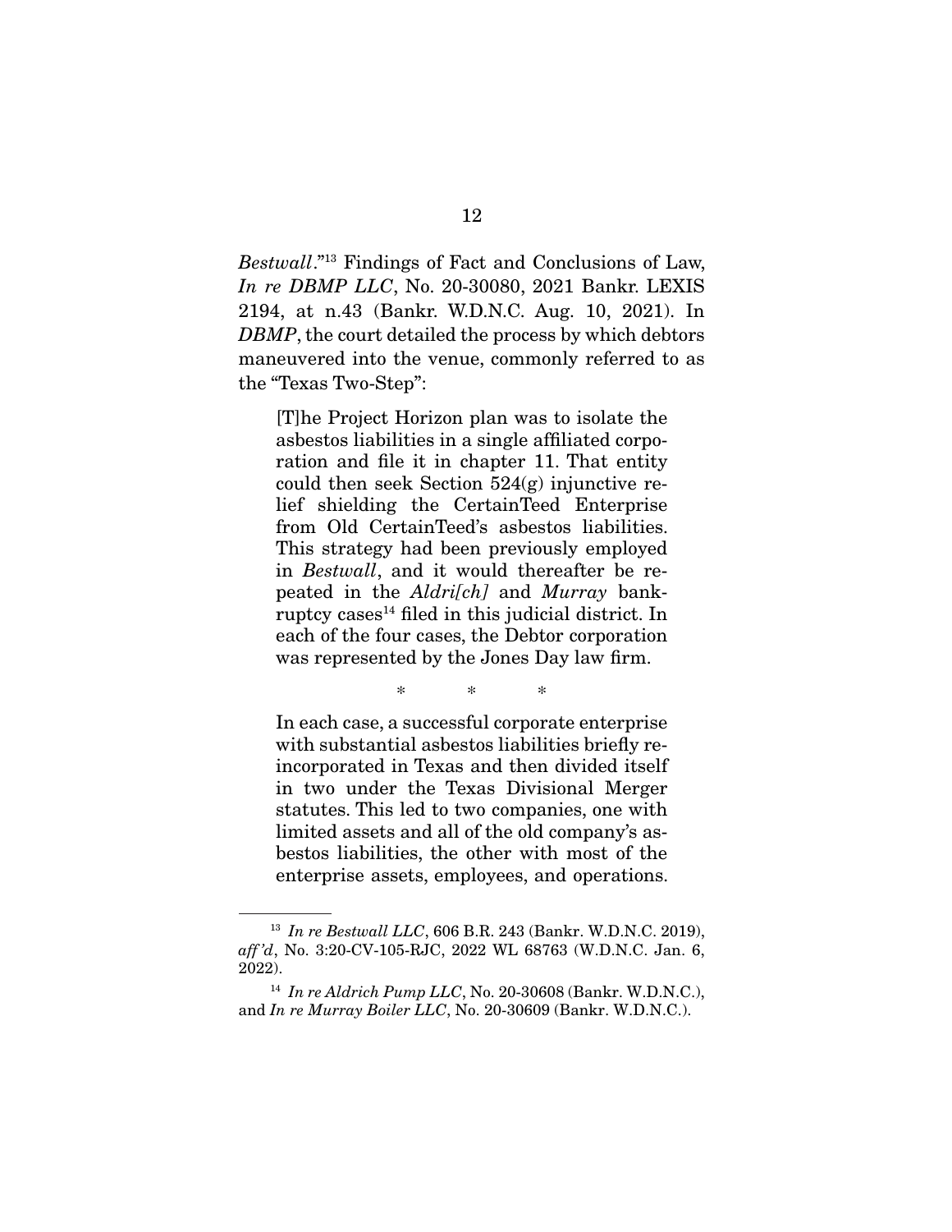*Bestwall*."[13] Findings of Fact and Conclusions of Law, *In re DBMP LLC*, No. 20-30080, 2021 Bankr. LEXIS 2194, at n.43 (Bankr. W.D.N.C. Aug. 10, 2021). In *DBMP*, the court detailed the process by which debtors maneuvered into the venue, commonly referred to as the "Texas Two-Step":

> [T]he Project Horizon plan was to isolate the asbestos liabilities in a single affiliated corporation and file it in chapter 11. That entity could then seek Section 524(g) injunctive relief shielding the CertainTeed Enterprise from Old CertainTeed's asbestos liabilities. This strategy had been previously employed in *Bestwall*, and it would thereafter be repeated in the *Aldri[ch]* and *Murray* bankruptcy cases[14] filed in this judicial district. In each of the four cases, the Debtor corporation was represented by the Jones Day law firm.
>
> \* \* \*
>
> In each case, a successful corporate enterprise with substantial asbestos liabilities briefly reincorporated in Texas and then divided itself in two under the Texas Divisional Merger statutes. This led to two companies, one with limited assets and all of the old company's asbestos liabilities, the other with most of the enterprise assets, employees, and operations.

---

[13] *In re Bestwall LLC*, 606 B.R. 243 (Bankr. W.D.N.C. 2019), *aff'd*, No. 3:20-CV-105-RJC, 2022 WL 68763 (W.D.N.C. Jan. 6, 2022).

[14] *In re Aldrich Pump LLC*, No. 20-30608 (Bankr. W.D.N.C.), and *In re Murray Boiler LLC*, No. 20-30609 (Bankr. W.D.N.C.).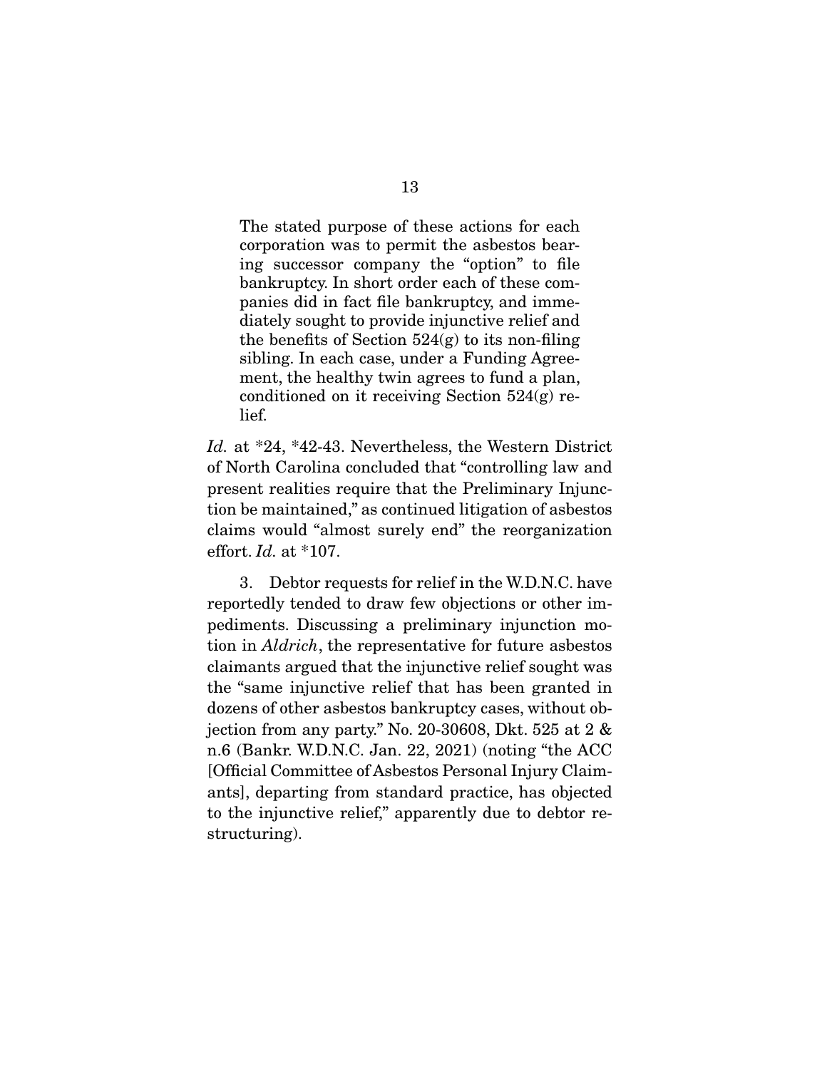> The stated purpose of these actions for each corporation was to permit the asbestos bearing successor company the "option" to file bankruptcy. In short order each of these companies did in fact file bankruptcy, and immediately sought to provide injunctive relief and the benefits of Section 524(g) to its non-filing sibling. In each case, under a Funding Agreement, the healthy twin agrees to fund a plan, conditioned on it receiving Section 524(g) relief.

*Id.* at *24, *42-43. Nevertheless, the Western District of North Carolina concluded that "controlling law and present realities require that the Preliminary Injunction be maintained," as continued litigation of asbestos claims would "almost surely end" the reorganization effort. *Id.* at *107.

3. Debtor requests for relief in the W.D.N.C. have reportedly tended to draw few objections or other impediments. Discussing a preliminary injunction motion in *Aldrich*, the representative for future asbestos claimants argued that the injunctive relief sought was the "same injunctive relief that has been granted in dozens of other asbestos bankruptcy cases, without objection from any party." No. 20-30608, Dkt. 525 at 2 & n.6 (Bankr. W.D.N.C. Jan. 22, 2021) (noting "the ACC [Official Committee of Asbestos Personal Injury Claimants], departing from standard practice, has objected to the injunctive relief," apparently due to debtor restructuring).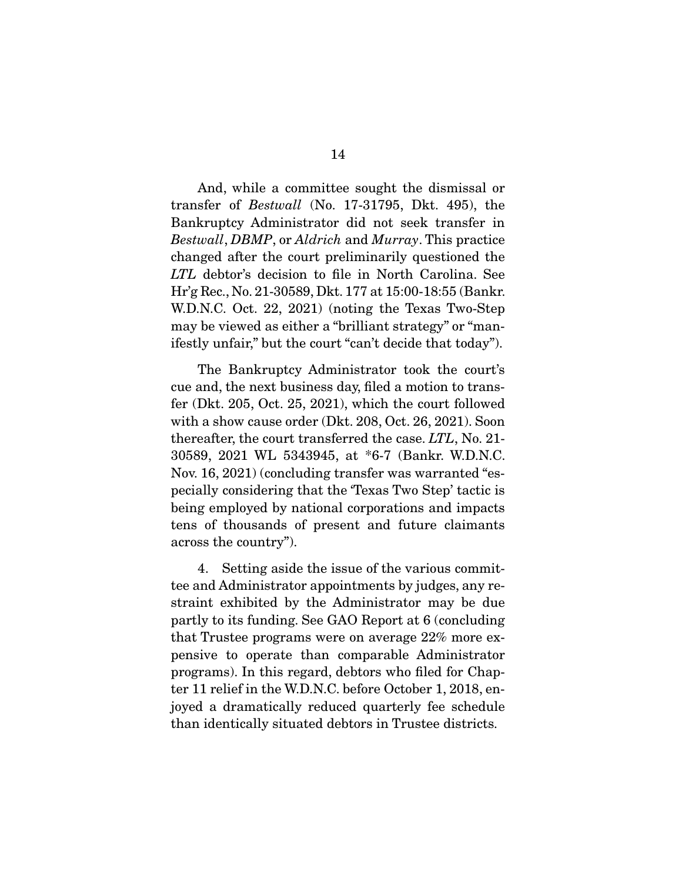And, while a committee sought the dismissal or transfer of *Bestwall* (No. 17-31795, Dkt. 495), the Bankruptcy Administrator did not seek transfer in *Bestwall*, *DBMP*, or *Aldrich* and *Murray*. This practice changed after the court preliminarily questioned the *LTL* debtor's decision to file in North Carolina. See Hr'g Rec., No. 21-30589, Dkt. 177 at 15:00-18:55 (Bankr. W.D.N.C. Oct. 22, 2021) (noting the Texas Two-Step may be viewed as either a "brilliant strategy" or "manifestly unfair," but the court "can't decide that today").

The Bankruptcy Administrator took the court's cue and, the next business day, filed a motion to transfer (Dkt. 205, Oct. 25, 2021), which the court followed with a show cause order (Dkt. 208, Oct. 26, 2021). Soon thereafter, the court transferred the case. *LTL*, No. 21-30589, 2021 WL 5343945, at *6-7 (Bankr. W.D.N.C. Nov. 16, 2021) (concluding transfer was warranted "especially considering that the 'Texas Two Step' tactic is being employed by national corporations and impacts tens of thousands of present and future claimants across the country").

4. Setting aside the issue of the various committee and Administrator appointments by judges, any restraint exhibited by the Administrator may be due partly to its funding. See GAO Report at 6 (concluding that Trustee programs were on average 22% more expensive to operate than comparable Administrator programs). In this regard, debtors who filed for Chapter 11 relief in the W.D.N.C. before October 1, 2018, enjoyed a dramatically reduced quarterly fee schedule than identically situated debtors in Trustee districts.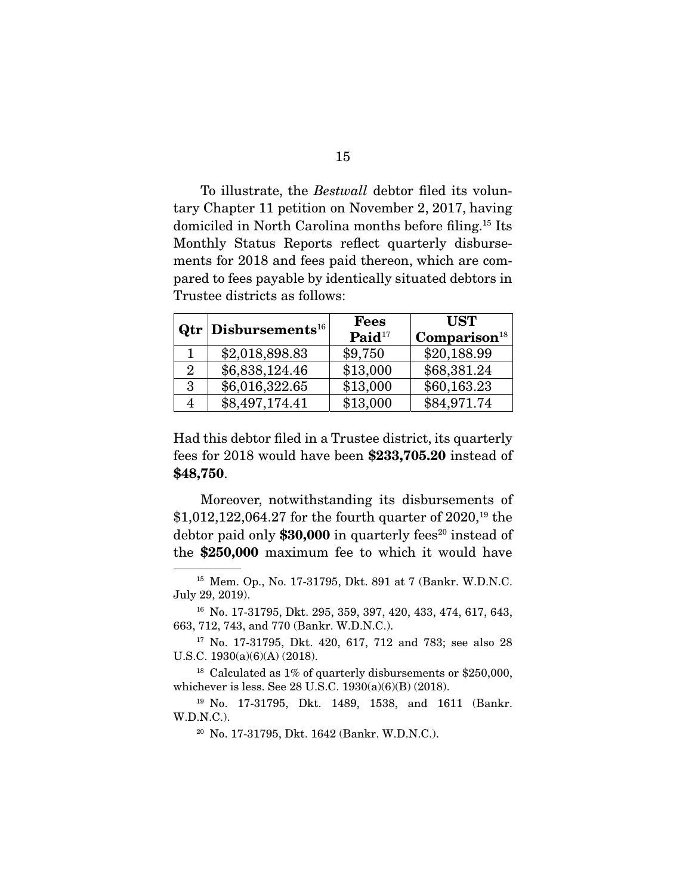To illustrate, the *Bestwall* debtor filed its voluntary Chapter 11 petition on November 2, 2017, having domiciled in North Carolina months before filing.[15] Its Monthly Status Reports reflect quarterly disbursements for 2018 and fees paid thereon, which are compared to fees payable by identically situated debtors in Trustee districts as follows:

| Qtr | Disbursements[16] | Fees Paid[17] | UST Comparison[18] |
|---|---|---|---|
| 1 | $2,018,898.83 | $9,750 | $20,188.99 |
| 2 | $6,838,124.46 | $13,000 | $68,381.24 |
| 3 | $6,016,322.65 | $13,000 | $60,163.23 |
| 4 | $8,497,174.41 | $13,000 | $84,971.74 |

Had this debtor filed in a Trustee district, its quarterly fees for 2018 would have been **$233,705.20** instead of **$48,750**.

Moreover, notwithstanding its disbursements of $1,012,122,064.27 for the fourth quarter of 2020,[19] the debtor paid only **$30,000** in quarterly fees[20] instead of the **$250,000** maximum fee to which it would have

---

[15] Mem. Op., No. 17-31795, Dkt. 891 at 7 (Bankr. W.D.N.C. July 29, 2019).

[16] No. 17-31795, Dkt. 295, 359, 397, 420, 433, 474, 617, 643, 663, 712, 743, and 770 (Bankr. W.D.N.C.).

[17] No. 17-31795, Dkt. 420, 617, 712 and 783; see also 28 U.S.C. 1930(a)(6)(A) (2018).

[18] Calculated as 1% of quarterly disbursements or $250,000, whichever is less. See 28 U.S.C. 1930(a)(6)(B) (2018).

[19] No. 17-31795, Dkt. 1489, 1538, and 1611 (Bankr. W.D.N.C.).

[20] No. 17-31795, Dkt. 1642 (Bankr. W.D.N.C.).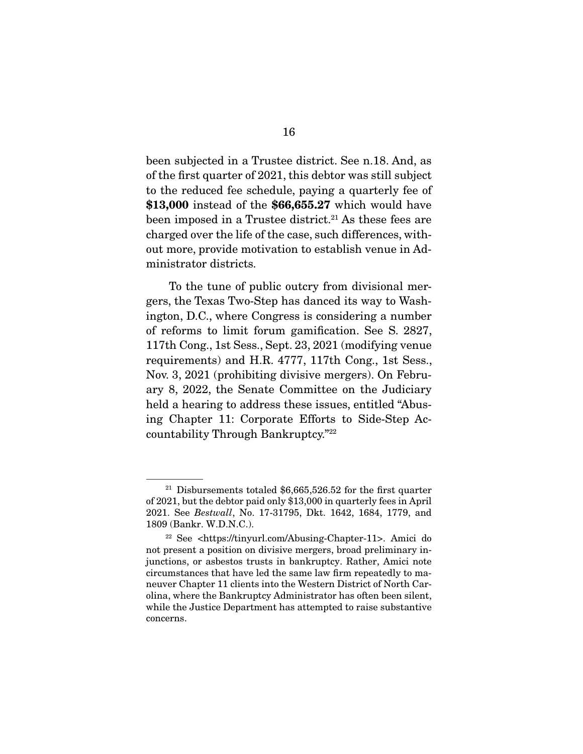been subjected in a Trustee district. See n.18. And, as of the first quarter of 2021, this debtor was still subject to the reduced fee schedule, paying a quarterly fee of **$13,000** instead of the **$66,655.27** which would have been imposed in a Trustee district.[21] As these fees are charged over the life of the case, such differences, without more, provide motivation to establish venue in Administrator districts.

To the tune of public outcry from divisional mergers, the Texas Two-Step has danced its way to Washington, D.C., where Congress is considering a number of reforms to limit forum gamification. See S. 2827, 117th Cong., 1st Sess., Sept. 23, 2021 (modifying venue requirements) and H.R. 4777, 117th Cong., 1st Sess., Nov. 3, 2021 (prohibiting divisive mergers). On February 8, 2022, the Senate Committee on the Judiciary held a hearing to address these issues, entitled "Abusing Chapter 11: Corporate Efforts to Side-Step Accountability Through Bankruptcy."[22]

---

[21] Disbursements totaled $6,665,526.52 for the first quarter of 2021, but the debtor paid only $13,000 in quarterly fees in April 2021. See *Bestwall*, No. 17-31795, Dkt. 1642, 1684, 1779, and 1809 (Bankr. W.D.N.C.).

[22] See <https://tinyurl.com/Abusing-Chapter-11>. Amici do not present a position on divisive mergers, broad preliminary injunctions, or asbestos trusts in bankruptcy. Rather, Amici note circumstances that have led the same law firm repeatedly to maneuver Chapter 11 clients into the Western District of North Carolina, where the Bankruptcy Administrator has often been silent, while the Justice Department has attempted to raise substantive concerns.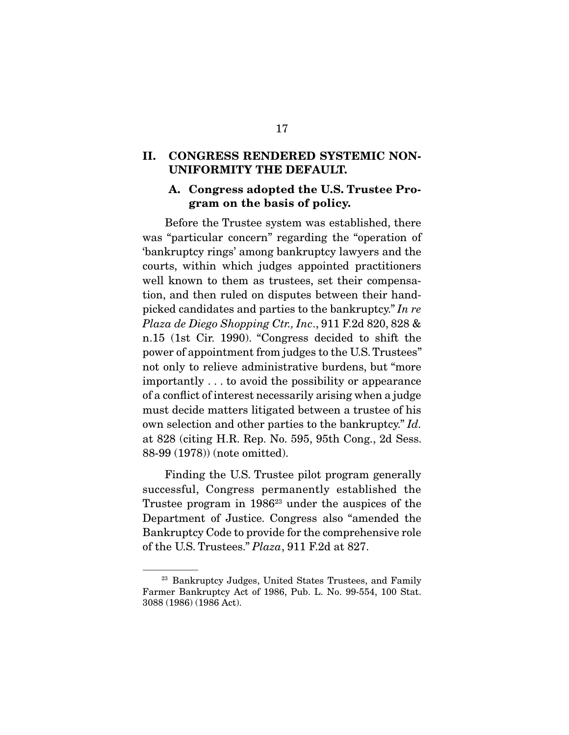## II. CONGRESS RENDERED SYSTEMIC NON-UNIFORMITY THE DEFAULT.

### A. Congress adopted the U.S. Trustee Program on the basis of policy.

Before the Trustee system was established, there was "particular concern" regarding the "operation of 'bankruptcy rings' among bankruptcy lawyers and the courts, within which judges appointed practitioners well known to them as trustees, set their compensation, and then ruled on disputes between their hand-picked candidates and parties to the bankruptcy." *In re Plaza de Diego Shopping Ctr., Inc*., 911 F.2d 820, 828 & n.15 (1st Cir. 1990). "Congress decided to shift the power of appointment from judges to the U.S. Trustees" not only to relieve administrative burdens, but "more importantly . . . to avoid the possibility or appearance of a conflict of interest necessarily arising when a judge must decide matters litigated between a trustee of his own selection and other parties to the bankruptcy." *Id.* at 828 (citing H.R. Rep. No. 595, 95th Cong., 2d Sess. 88-99 (1978)) (note omitted).

Finding the U.S. Trustee pilot program generally successful, Congress permanently established the Trustee program in 1986[23] under the auspices of the Department of Justice. Congress also "amended the Bankruptcy Code to provide for the comprehensive role of the U.S. Trustees." *Plaza*, 911 F.2d at 827.

---

[23] Bankruptcy Judges, United States Trustees, and Family Farmer Bankruptcy Act of 1986, Pub. L. No. 99-554, 100 Stat. 3088 (1986) (1986 Act).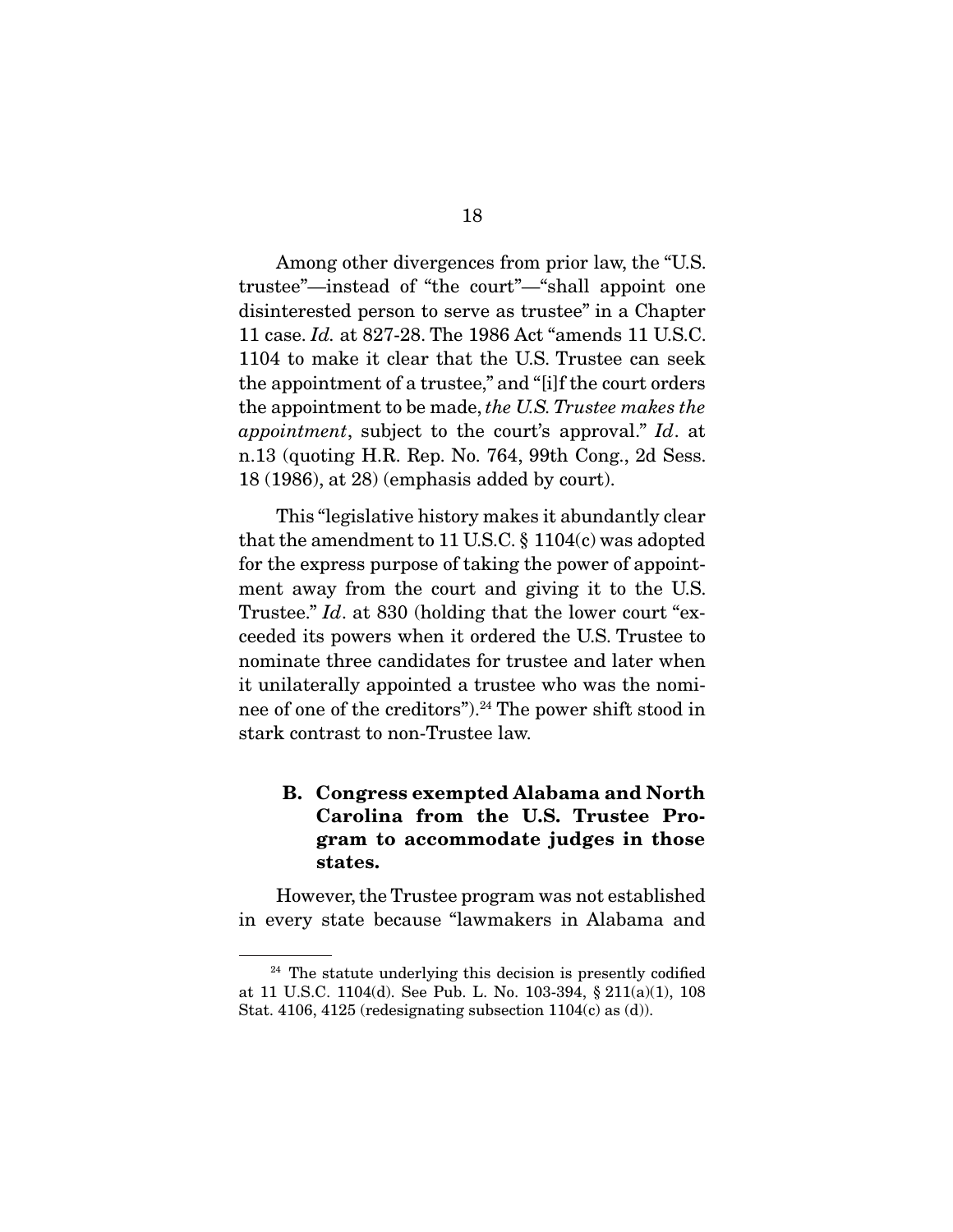Among other divergences from prior law, the "U.S. trustee"—instead of "the court"—"shall appoint one disinterested person to serve as trustee" in a Chapter 11 case. *Id.* at 827-28. The 1986 Act "amends 11 U.S.C. 1104 to make it clear that the U.S. Trustee can seek the appointment of a trustee," and "[i]f the court orders the appointment to be made, *the U.S. Trustee makes the appointment*, subject to the court's approval." *Id*. at n.13 (quoting H.R. Rep. No. 764, 99th Cong., 2d Sess. 18 (1986), at 28) (emphasis added by court).

This "legislative history makes it abundantly clear that the amendment to 11 U.S.C. § 1104(c) was adopted for the express purpose of taking the power of appointment away from the court and giving it to the U.S. Trustee." *Id*. at 830 (holding that the lower court "exceeded its powers when it ordered the U.S. Trustee to nominate three candidates for trustee and later when it unilaterally appointed a trustee who was the nominee of one of the creditors").[24] The power shift stood in stark contrast to non-Trustee law.

### B. Congress exempted Alabama and North Carolina from the U.S. Trustee Program to accommodate judges in those states.

However, the Trustee program was not established in every state because "lawmakers in Alabama and

---

[24] The statute underlying this decision is presently codified at 11 U.S.C. 1104(d). See Pub. L. No. 103-394, § 211(a)(1), 108 Stat. 4106, 4125 (redesignating subsection 1104(c) as (d)).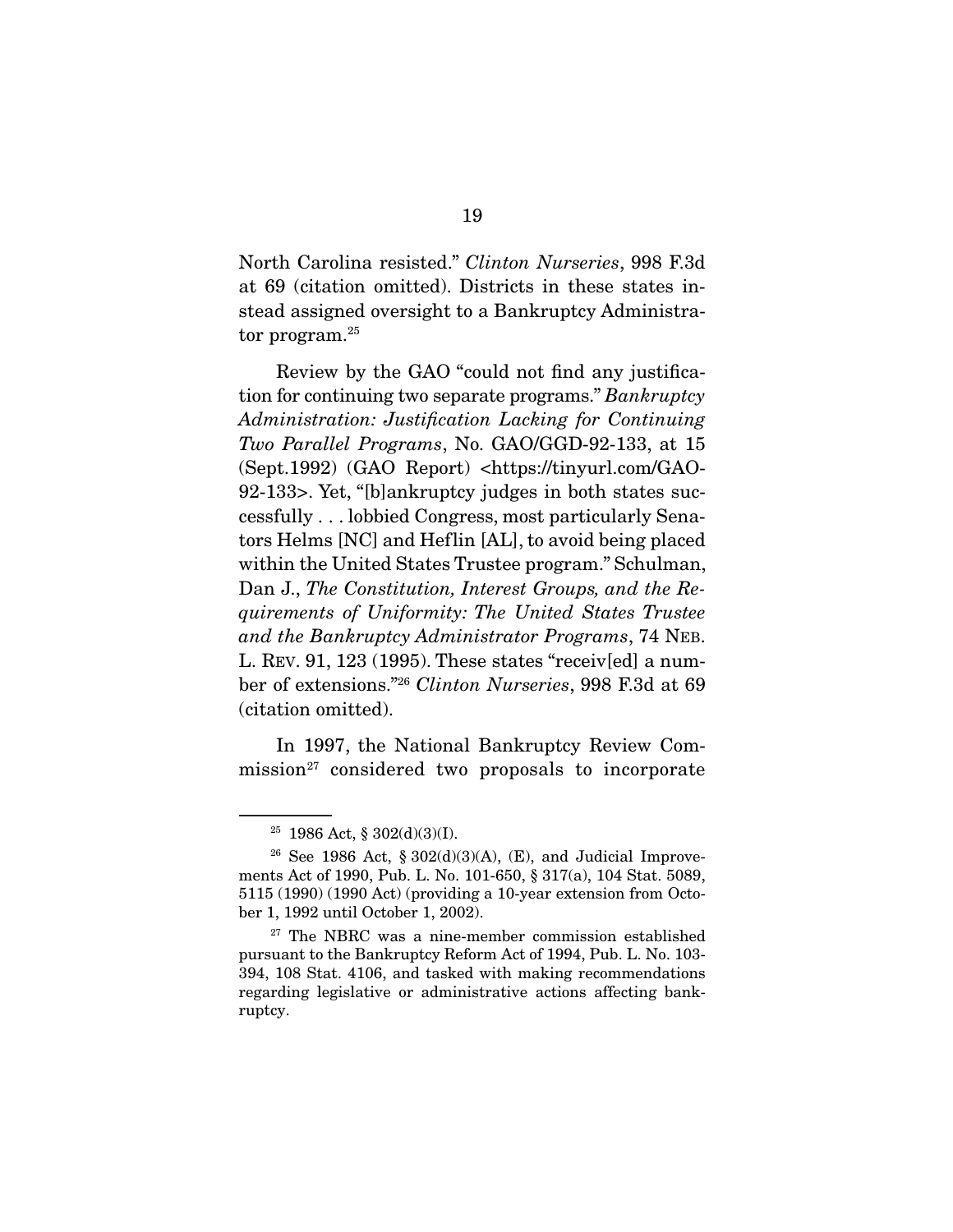North Carolina resisted." *Clinton Nurseries*, 998 F.3d at 69 (citation omitted). Districts in these states instead assigned oversight to a Bankruptcy Administrator program.[25]

Review by the GAO "could not find any justification for continuing two separate programs." *Bankruptcy Administration: Justification Lacking for Continuing Two Parallel Programs*, No. GAO/GGD-92-133, at 15 (Sept.1992) (GAO Report) <https://tinyurl.com/GAO-92-133>. Yet, "[b]ankruptcy judges in both states successfully . . . lobbied Congress, most particularly Senators Helms [NC] and Heflin [AL], to avoid being placed within the United States Trustee program." Schulman, Dan J., *The Constitution, Interest Groups, and the Requirements of Uniformity: The United States Trustee and the Bankruptcy Administrator Programs*, 74 NEB. L. REV. 91, 123 (1995). These states "receiv[ed] a number of extensions."[26] *Clinton Nurseries*, 998 F.3d at 69 (citation omitted).

In 1997, the National Bankruptcy Review Commission[27] considered two proposals to incorporate

---

[25] 1986 Act, § 302(d)(3)(I).

[26] See 1986 Act, § 302(d)(3)(A), (E), and Judicial Improvements Act of 1990, Pub. L. No. 101-650, § 317(a), 104 Stat. 5089, 5115 (1990) (1990 Act) (providing a 10-year extension from October 1, 1992 until October 1, 2002).

[27] The NBRC was a nine-member commission established pursuant to the Bankruptcy Reform Act of 1994, Pub. L. No. 103-394, 108 Stat. 4106, and tasked with making recommendations regarding legislative or administrative actions affecting bankruptcy.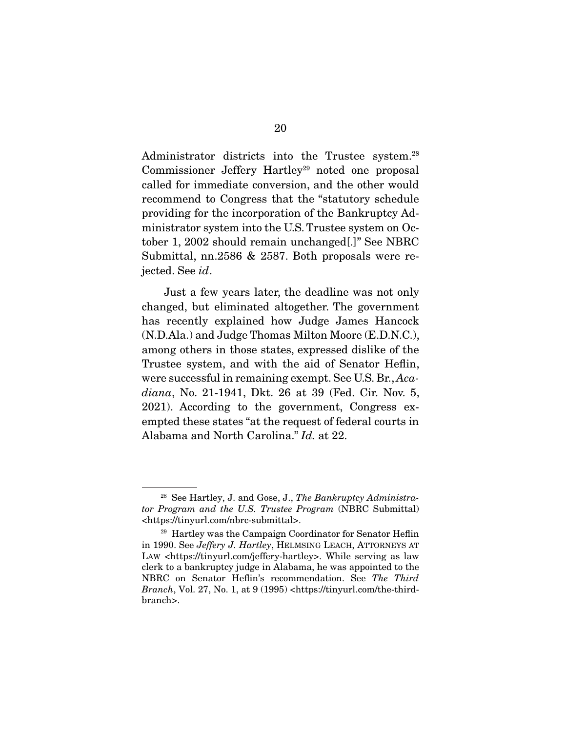Administrator districts into the Trustee system.[28] Commissioner Jeffery Hartley[29] noted one proposal called for immediate conversion, and the other would recommend to Congress that the "statutory schedule providing for the incorporation of the Bankruptcy Administrator system into the U.S. Trustee system on October 1, 2002 should remain unchanged[.]" See NBRC Submittal, nn.2586 & 2587. Both proposals were rejected. See *id*.

Just a few years later, the deadline was not only changed, but eliminated altogether. The government has recently explained how Judge James Hancock (N.D.Ala.) and Judge Thomas Milton Moore (E.D.N.C.), among others in those states, expressed dislike of the Trustee system, and with the aid of Senator Heflin, were successful in remaining exempt. See U.S. Br., *Acadiana*, No. 21-1941, Dkt. 26 at 39 (Fed. Cir. Nov. 5, 2021). According to the government, Congress exempted these states "at the request of federal courts in Alabama and North Carolina." *Id.* at 22.

---

[28] See Hartley, J. and Gose, J., *The Bankruptcy Administrator Program and the U.S. Trustee Program* (NBRC Submittal) <https://tinyurl.com/nbrc-submittal>.

[29] Hartley was the Campaign Coordinator for Senator Heflin in 1990. See *Jeffery J. Hartley*, HELMSING LEACH, ATTORNEYS AT LAW <https://tinyurl.com/jeffery-hartley>. While serving as law clerk to a bankruptcy judge in Alabama, he was appointed to the NBRC on Senator Heflin's recommendation. See *The Third Branch*, Vol. 27, No. 1, at 9 (1995) <https://tinyurl.com/the-third-branch>.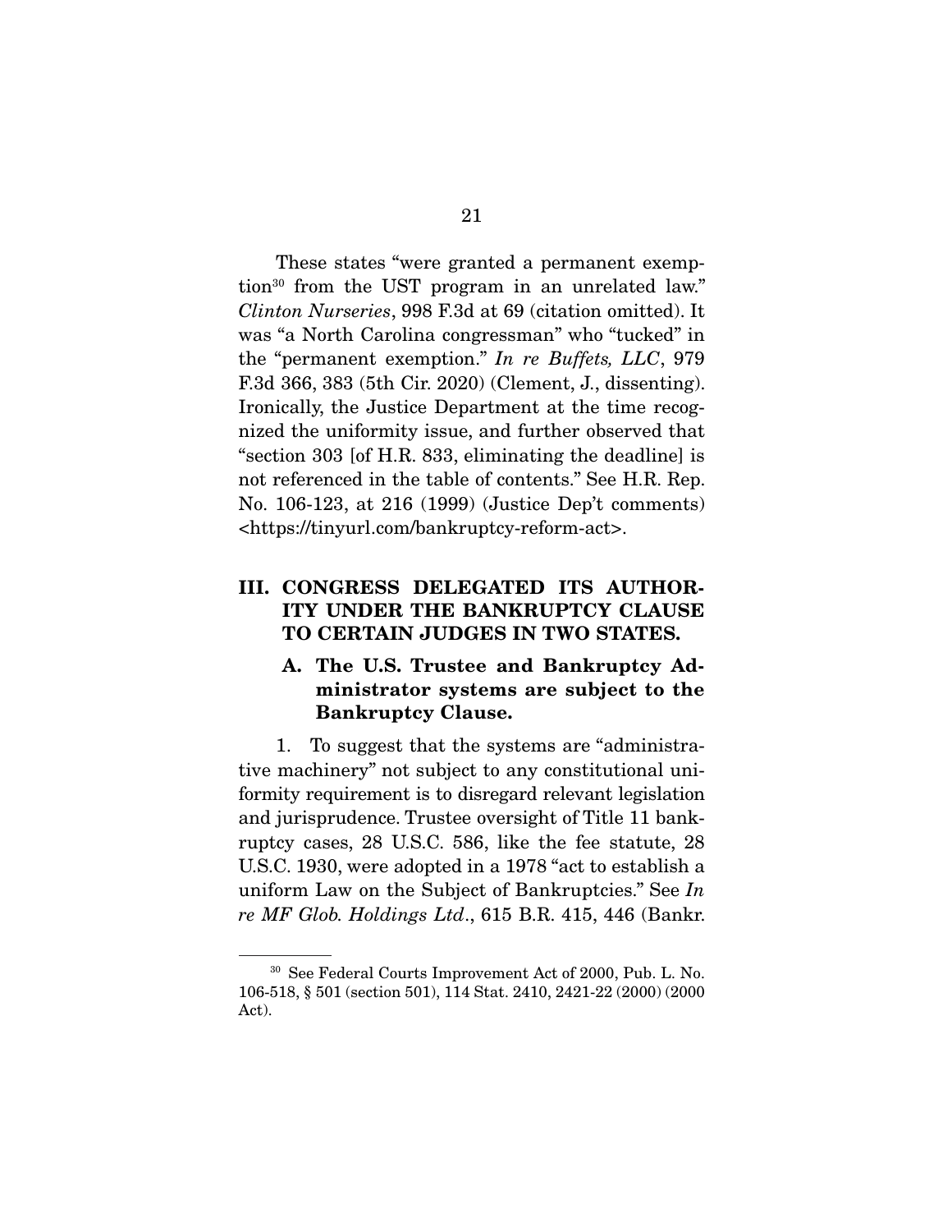These states "were granted a permanent exemption[30] from the UST program in an unrelated law." *Clinton Nurseries*, 998 F.3d at 69 (citation omitted). It was "a North Carolina congressman" who "tucked" in the "permanent exemption." *In re Buffets, LLC*, 979 F.3d 366, 383 (5th Cir. 2020) (Clement, J., dissenting). Ironically, the Justice Department at the time recognized the uniformity issue, and further observed that "section 303 [of H.R. 833, eliminating the deadline] is not referenced in the table of contents." See H.R. Rep. No. 106-123, at 216 (1999) (Justice Dep't comments) <https://tinyurl.com/bankruptcy-reform-act>.

## III. CONGRESS DELEGATED ITS AUTHORITY UNDER THE BANKRUPTCY CLAUSE TO CERTAIN JUDGES IN TWO STATES.

### A. The U.S. Trustee and Bankruptcy Administrator systems are subject to the Bankruptcy Clause.

1. To suggest that the systems are "administrative machinery" not subject to any constitutional uniformity requirement is to disregard relevant legislation and jurisprudence. Trustee oversight of Title 11 bankruptcy cases, 28 U.S.C. 586, like the fee statute, 28 U.S.C. 1930, were adopted in a 1978 "act to establish a uniform Law on the Subject of Bankruptcies." See *In re MF Glob. Holdings Ltd.*, 615 B.R. 415, 446 (Bankr.

---

[30] See Federal Courts Improvement Act of 2000, Pub. L. No. 106-518, § 501 (section 501), 114 Stat. 2410, 2421-22 (2000) (2000 Act).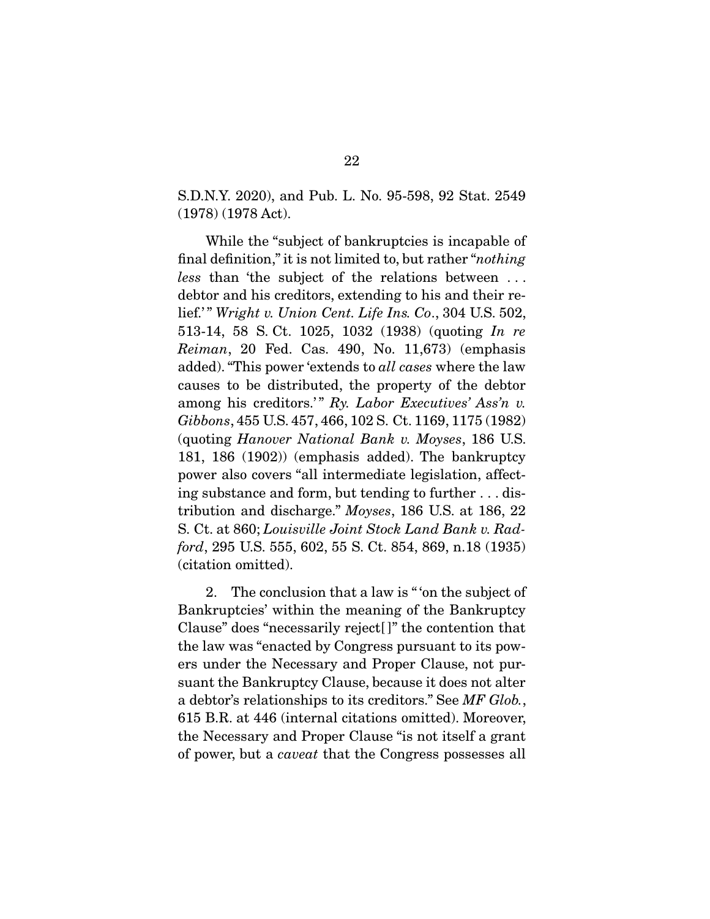S.D.N.Y. 2020), and Pub. L. No. 95-598, 92 Stat. 2549 (1978) (1978 Act).

While the "subject of bankruptcies is incapable of final definition," it is not limited to, but rather "*nothing less* than 'the subject of the relations between . . . debtor and his creditors, extending to his and their relief.'" *Wright v. Union Cent. Life Ins. Co.*, 304 U.S. 502, 513-14, 58 S. Ct. 1025, 1032 (1938) (quoting *In re Reiman*, 20 Fed. Cas. 490, No. 11,673) (emphasis added). "This power 'extends to *all cases* where the law causes to be distributed, the property of the debtor among his creditors.'" *Ry. Labor Executives' Ass'n v. Gibbons*, 455 U.S. 457, 466, 102 S. Ct. 1169, 1175 (1982) (quoting *Hanover National Bank v. Moyses*, 186 U.S. 181, 186 (1902)) (emphasis added). The bankruptcy power also covers "all intermediate legislation, affecting substance and form, but tending to further . . . distribution and discharge." *Moyses*, 186 U.S. at 186, 22 S. Ct. at 860; *Louisville Joint Stock Land Bank v. Radford*, 295 U.S. 555, 602, 55 S. Ct. 854, 869, n.18 (1935) (citation omitted).

2. The conclusion that a law is "'on the subject of Bankruptcies' within the meaning of the Bankruptcy Clause" does "necessarily reject[]" the contention that the law was "enacted by Congress pursuant to its powers under the Necessary and Proper Clause, not pursuant the Bankruptcy Clause, because it does not alter a debtor's relationships to its creditors." See *MF Glob.*, 615 B.R. at 446 (internal citations omitted). Moreover, the Necessary and Proper Clause "is not itself a grant of power, but a *caveat* that the Congress possesses all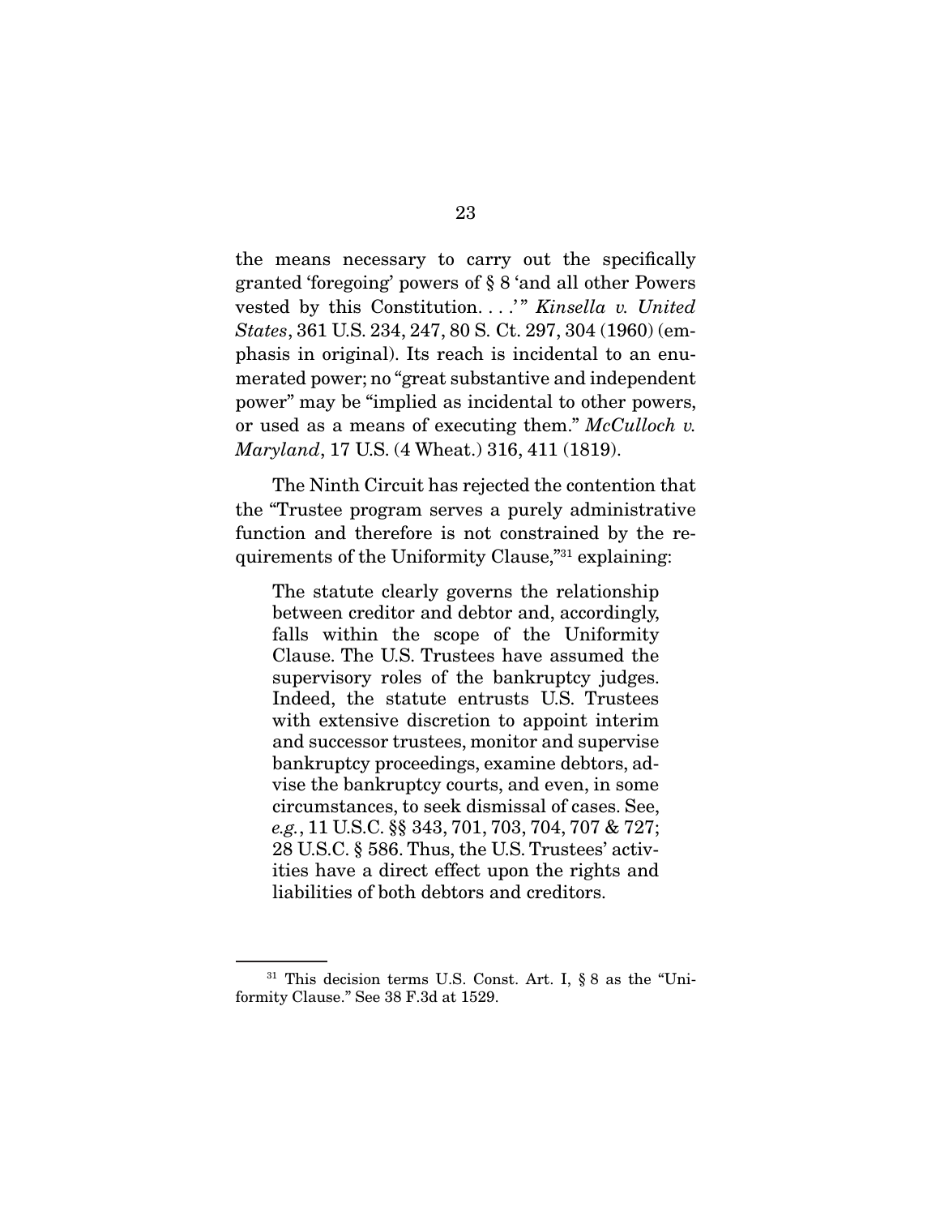the means necessary to carry out the specifically granted 'foregoing' powers of § 8 'and all other Powers vested by this Constitution. . . .'" *Kinsella v. United States*, 361 U.S. 234, 247, 80 S. Ct. 297, 304 (1960) (emphasis in original). Its reach is incidental to an enumerated power; no "great substantive and independent power" may be "implied as incidental to other powers, or used as a means of executing them." *McCulloch v. Maryland*, 17 U.S. (4 Wheat.) 316, 411 (1819).

The Ninth Circuit has rejected the contention that the "Trustee program serves a purely administrative function and therefore is not constrained by the requirements of the Uniformity Clause,"[31] explaining:

> The statute clearly governs the relationship between creditor and debtor and, accordingly, falls within the scope of the Uniformity Clause. The U.S. Trustees have assumed the supervisory roles of the bankruptcy judges. Indeed, the statute entrusts U.S. Trustees with extensive discretion to appoint interim and successor trustees, monitor and supervise bankruptcy proceedings, examine debtors, advise the bankruptcy courts, and even, in some circumstances, to seek dismissal of cases. See, *e.g.*, 11 U.S.C. §§ 343, 701, 703, 704, 707 & 727; 28 U.S.C. § 586. Thus, the U.S. Trustees' activities have a direct effect upon the rights and liabilities of both debtors and creditors.

---

[31] This decision terms U.S. Const. Art. I, § 8 as the "Uniformity Clause." See 38 F.3d at 1529.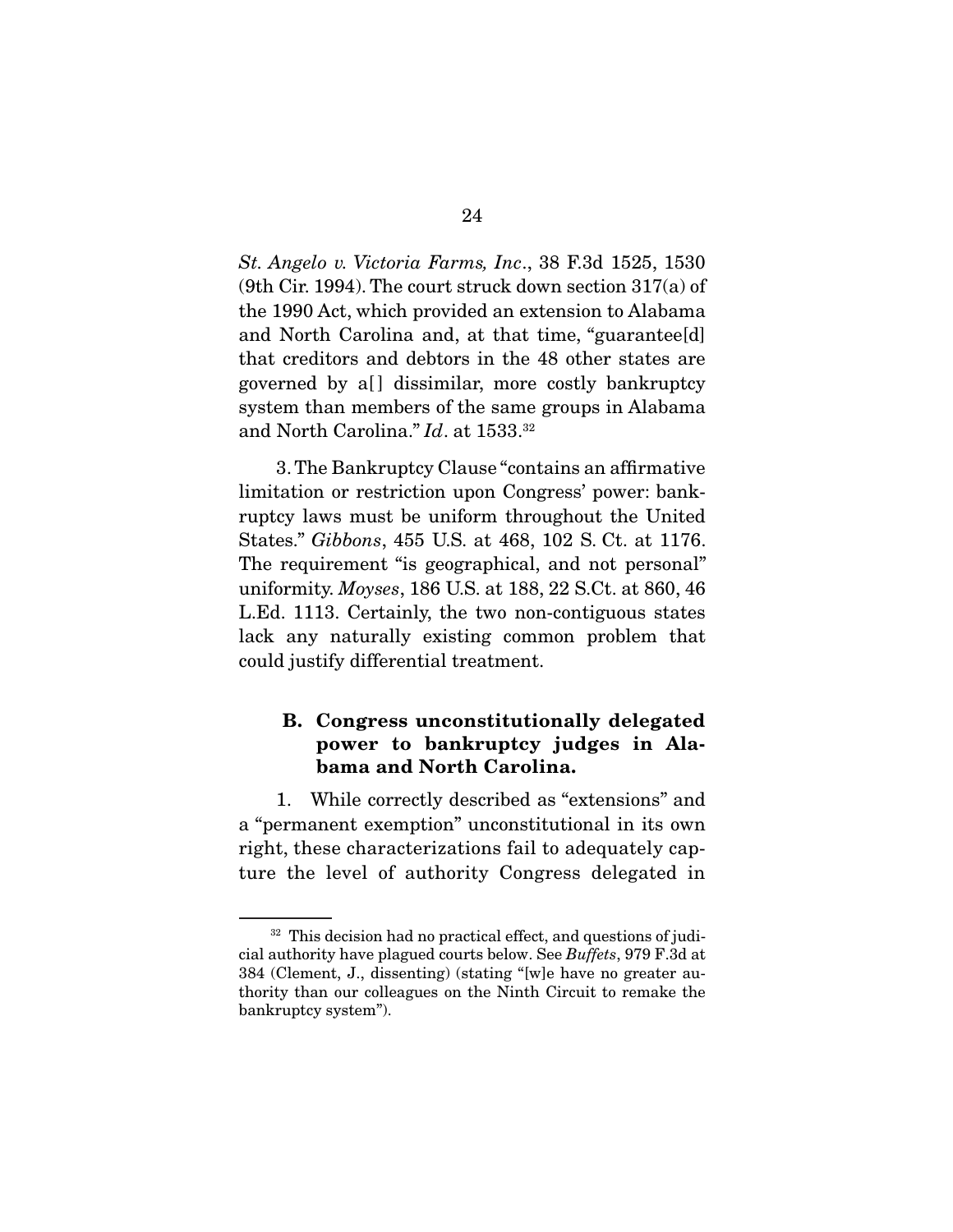*St. Angelo v. Victoria Farms, Inc*., 38 F.3d 1525, 1530 (9th Cir. 1994). The court struck down section 317(a) of the 1990 Act, which provided an extension to Alabama and North Carolina and, at that time, "guarantee[d] that creditors and debtors in the 48 other states are governed by a[] dissimilar, more costly bankruptcy system than members of the same groups in Alabama and North Carolina." *Id*. at 1533.[32]

3. The Bankruptcy Clause "contains an affirmative limitation or restriction upon Congress' power: bankruptcy laws must be uniform throughout the United States." *Gibbons*, 455 U.S. at 468, 102 S. Ct. at 1176. The requirement "is geographical, and not personal" uniformity. *Moyses*, 186 U.S. at 188, 22 S.Ct. at 860, 46 L.Ed. 1113. Certainly, the two non-contiguous states lack any naturally existing common problem that could justify differential treatment.

### B. Congress unconstitutionally delegated power to bankruptcy judges in Alabama and North Carolina.

1. While correctly described as "extensions" and a "permanent exemption" unconstitutional in its own right, these characterizations fail to adequately capture the level of authority Congress delegated in

---

[32] This decision had no practical effect, and questions of judicial authority have plagued courts below. See *Buffets*, 979 F.3d at 384 (Clement, J., dissenting) (stating "[w]e have no greater authority than our colleagues on the Ninth Circuit to remake the bankruptcy system").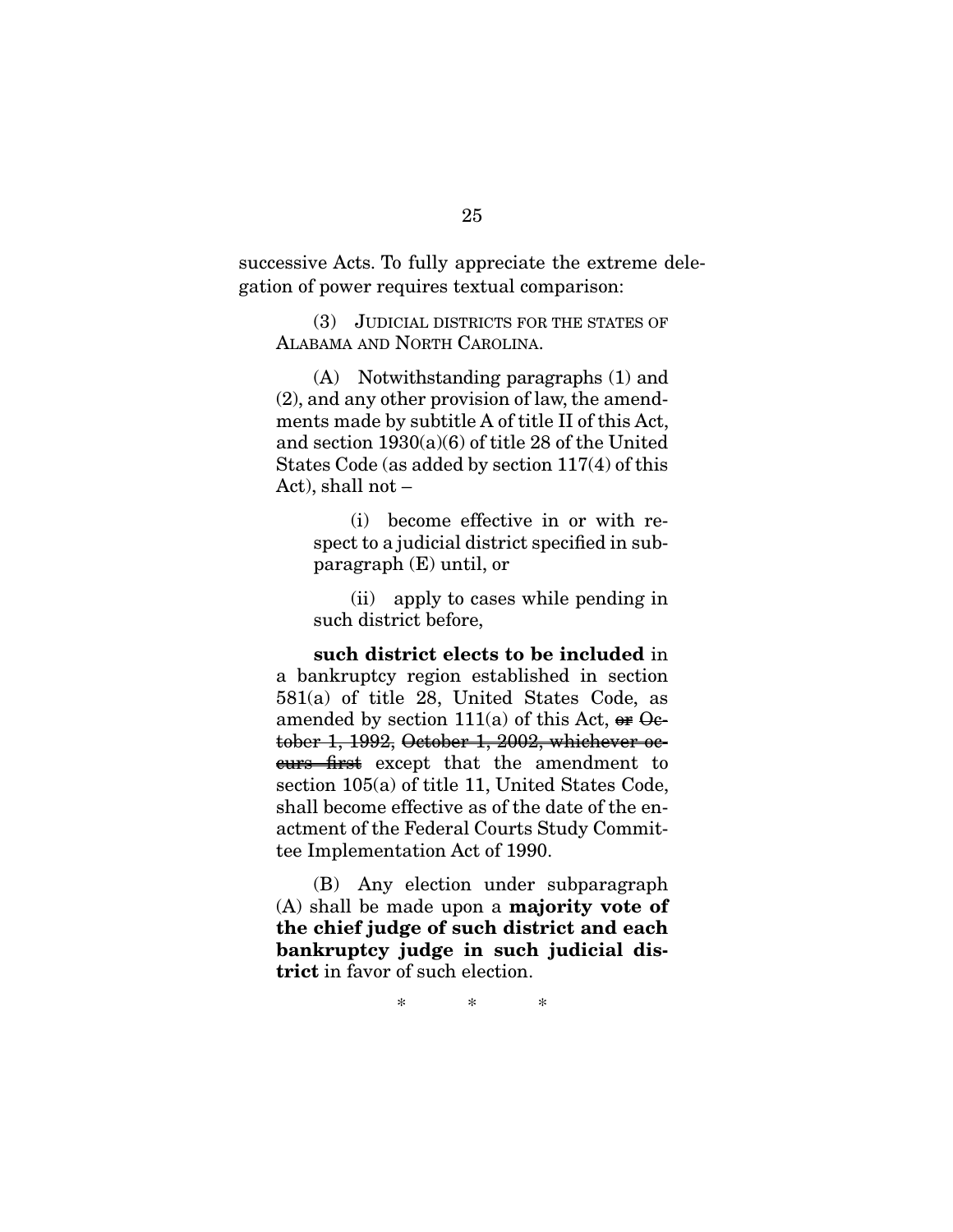successive Acts. To fully appreciate the extreme delegation of power requires textual comparison:

> (3) JUDICIAL DISTRICTS FOR THE STATES OF ALABAMA AND NORTH CAROLINA.
>
> (A) Notwithstanding paragraphs (1) and (2), and any other provision of law, the amendments made by subtitle A of title II of this Act, and section 1930(a)(6) of title 28 of the United States Code (as added by section 117(4) of this Act), shall not –
>
> > (i) become effective in or with respect to a judicial district specified in subparagraph (E) until, or
> >
> > (ii) apply to cases while pending in such district before,
>
> **such district elects to be included** in a bankruptcy region established in section 581(a) of title 28, United States Code, as amended by section 111(a) of this Act, ~~or October 1, 1992,~~ ~~October 1, 2002, whichever occurs first~~ except that the amendment to section 105(a) of title 11, United States Code, shall become effective as of the date of the enactment of the Federal Courts Study Committee Implementation Act of 1990.
>
> (B) Any election under subparagraph (A) shall be made upon a **majority vote of the chief judge of such district and each bankruptcy judge in such judicial district** in favor of such election.
>
> \* \* \*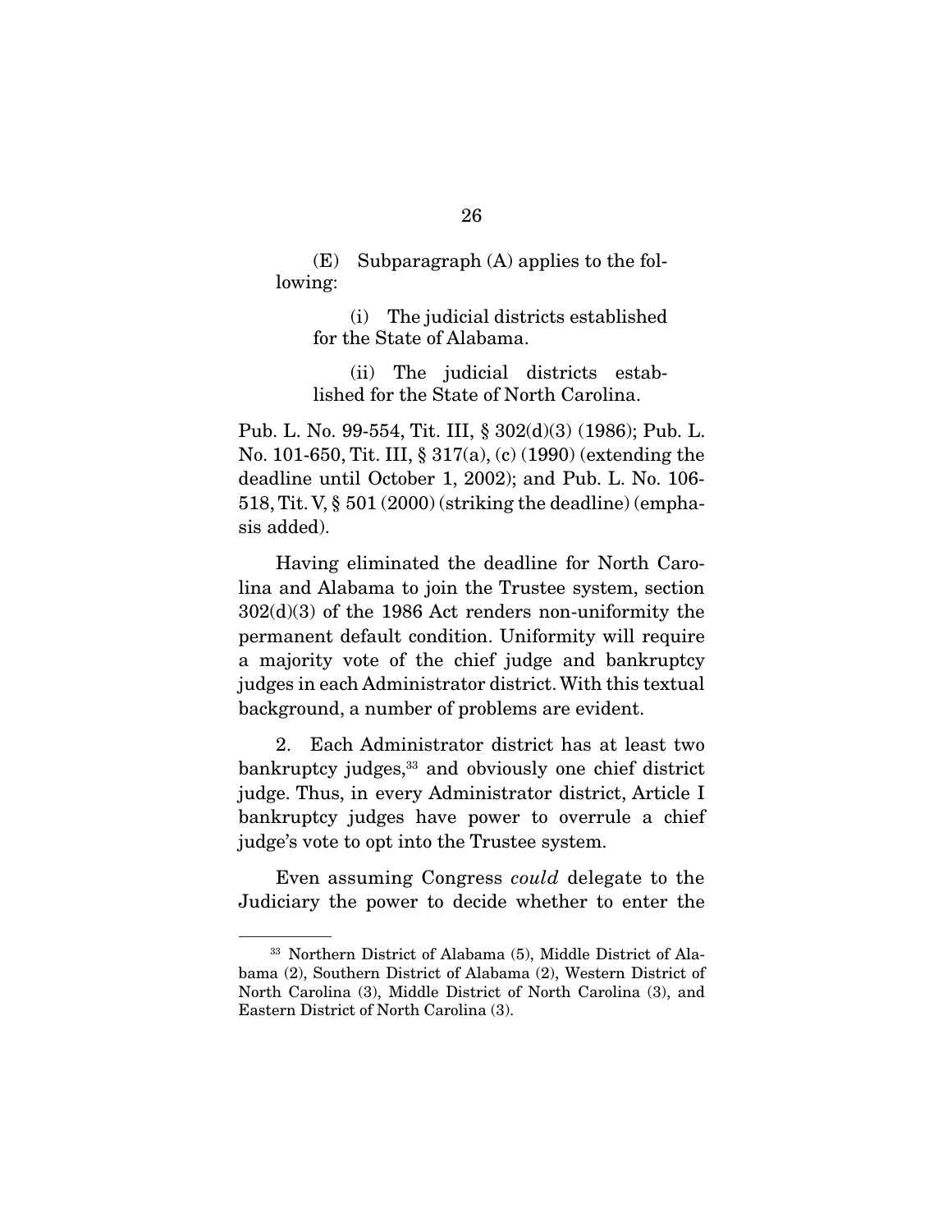(E) Subparagraph (A) applies to the following:

(i) The judicial districts established for the State of Alabama.

(ii) The judicial districts established for the State of North Carolina.

Pub. L. No. 99-554, Tit. III, § 302(d)(3) (1986); Pub. L. No. 101-650, Tit. III, § 317(a), (c) (1990) (extending the deadline until October 1, 2002); and Pub. L. No. 106-518, Tit. V, § 501 (2000) (striking the deadline) (emphasis added).

Having eliminated the deadline for North Carolina and Alabama to join the Trustee system, section 302(d)(3) of the 1986 Act renders non-uniformity the permanent default condition. Uniformity will require a majority vote of the chief judge and bankruptcy judges in each Administrator district. With this textual background, a number of problems are evident.

2. Each Administrator district has at least two bankruptcy judges,[33] and obviously one chief district judge. Thus, in every Administrator district, Article I bankruptcy judges have power to overrule a chief judge's vote to opt into the Trustee system.

Even assuming Congress *could* delegate to the Judiciary the power to decide whether to enter the

[33] Northern District of Alabama (5), Middle District of Alabama (2), Southern District of Alabama (2), Western District of North Carolina (3), Middle District of North Carolina (3), and Eastern District of North Carolina (3).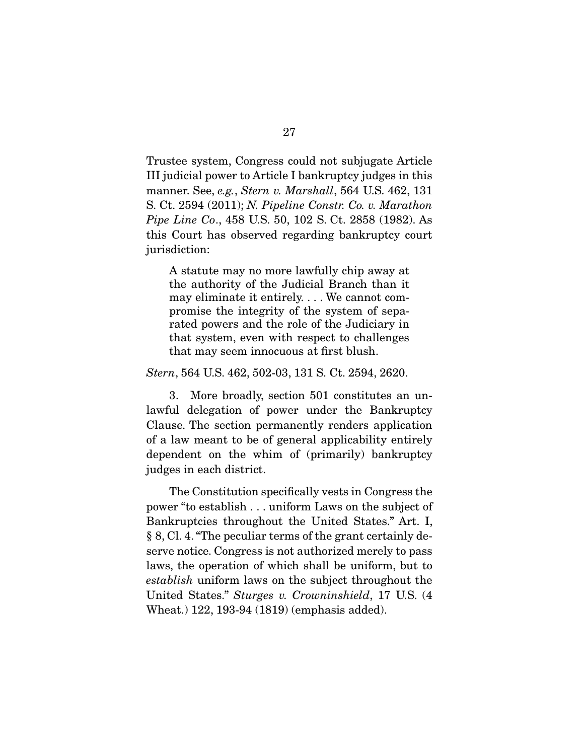Trustee system, Congress could not subjugate Article III judicial power to Article I bankruptcy judges in this manner. See, *e.g.*, *Stern v. Marshall*, 564 U.S. 462, 131 S. Ct. 2594 (2011); *N. Pipeline Constr. Co. v. Marathon Pipe Line Co*., 458 U.S. 50, 102 S. Ct. 2858 (1982). As this Court has observed regarding bankruptcy court jurisdiction:

> A statute may no more lawfully chip away at the authority of the Judicial Branch than it may eliminate it entirely. . . . We cannot compromise the integrity of the system of separated powers and the role of the Judiciary in that system, even with respect to challenges that may seem innocuous at first blush.

*Stern*, 564 U.S. 462, 502-03, 131 S. Ct. 2594, 2620.

3. More broadly, section 501 constitutes an unlawful delegation of power under the Bankruptcy Clause. The section permanently renders application of a law meant to be of general applicability entirely dependent on the whim of (primarily) bankruptcy judges in each district.

The Constitution specifically vests in Congress the power "to establish . . . uniform Laws on the subject of Bankruptcies throughout the United States." Art. I, § 8, Cl. 4. "The peculiar terms of the grant certainly deserve notice. Congress is not authorized merely to pass laws, the operation of which shall be uniform, but to *establish* uniform laws on the subject throughout the United States." *Sturges v. Crowninshield*, 17 U.S. (4 Wheat.) 122, 193-94 (1819) (emphasis added).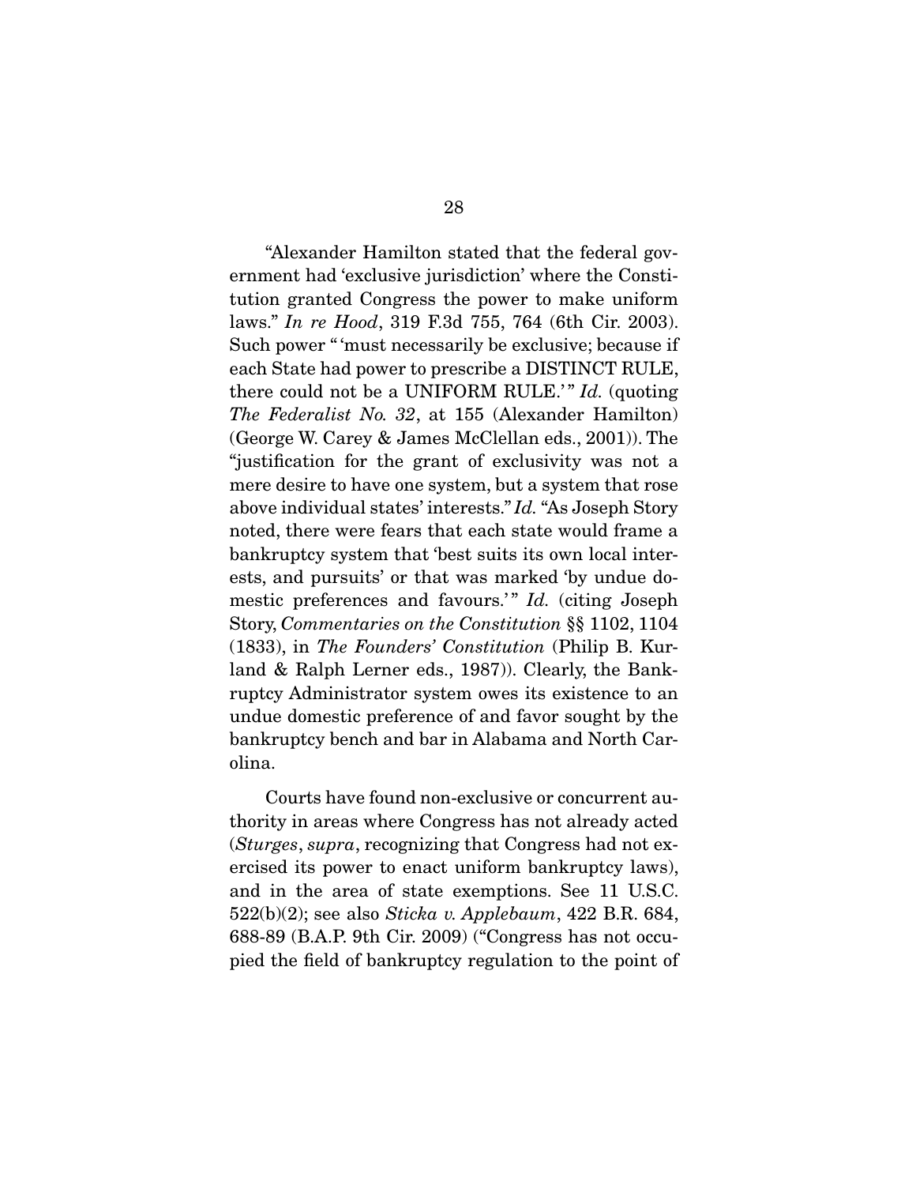"Alexander Hamilton stated that the federal government had 'exclusive jurisdiction' where the Constitution granted Congress the power to make uniform laws." *In re Hood*, 319 F.3d 755, 764 (6th Cir. 2003). Such power "'must necessarily be exclusive; because if each State had power to prescribe a DISTINCT RULE, there could not be a UNIFORM RULE.'" *Id.* (quoting *The Federalist No. 32*, at 155 (Alexander Hamilton) (George W. Carey & James McClellan eds., 2001)). The "justification for the grant of exclusivity was not a mere desire to have one system, but a system that rose above individual states' interests." *Id.* "As Joseph Story noted, there were fears that each state would frame a bankruptcy system that 'best suits its own local interests, and pursuits' or that was marked 'by undue domestic preferences and favours.'" *Id.* (citing Joseph Story, *Commentaries on the Constitution* §§ 1102, 1104 (1833), in *The Founders' Constitution* (Philip B. Kurland & Ralph Lerner eds., 1987)). Clearly, the Bankruptcy Administrator system owes its existence to an undue domestic preference of and favor sought by the bankruptcy bench and bar in Alabama and North Carolina.

Courts have found non-exclusive or concurrent authority in areas where Congress has not already acted (*Sturges*, *supra*, recognizing that Congress had not exercised its power to enact uniform bankruptcy laws), and in the area of state exemptions. See 11 U.S.C. 522(b)(2); see also *Sticka v. Applebaum*, 422 B.R. 684, 688-89 (B.A.P. 9th Cir. 2009) ("Congress has not occupied the field of bankruptcy regulation to the point of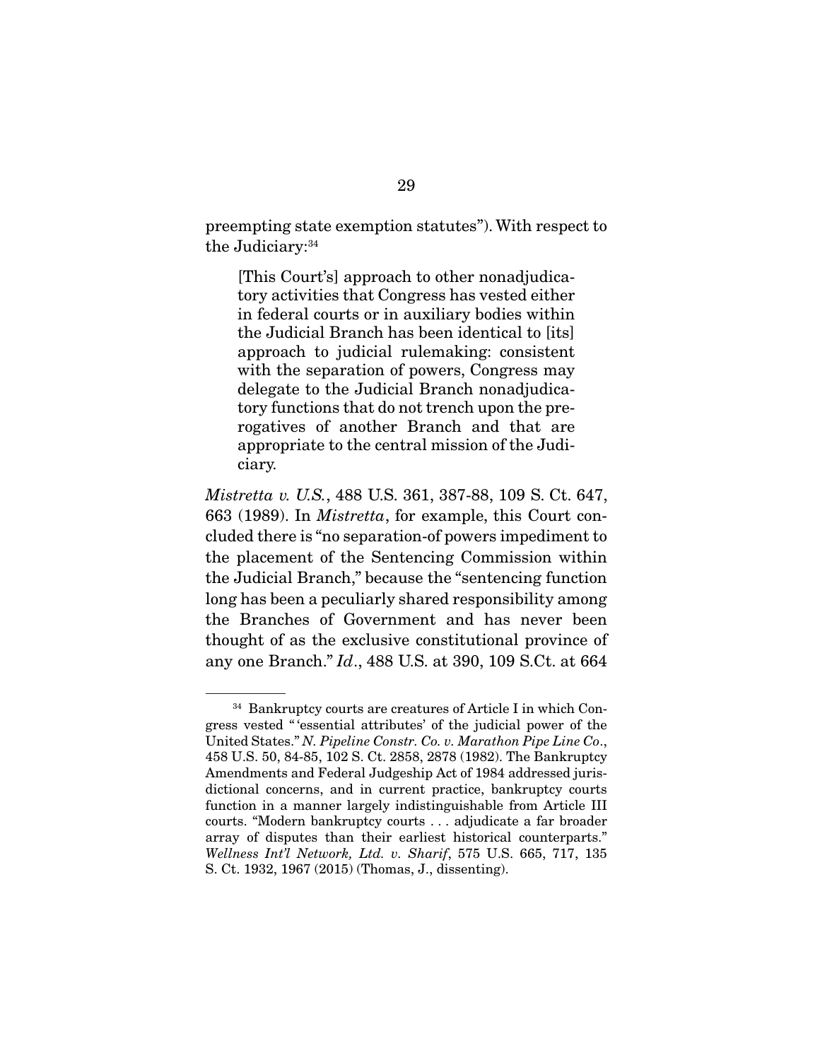preempting state exemption statutes"). With respect to the Judiciary:[34]

> [This Court's] approach to other nonadjudicatory activities that Congress has vested either in federal courts or in auxiliary bodies within the Judicial Branch has been identical to [its] approach to judicial rulemaking: consistent with the separation of powers, Congress may delegate to the Judicial Branch nonadjudicatory functions that do not trench upon the prerogatives of another Branch and that are appropriate to the central mission of the Judiciary.

*Mistretta v. U.S.*, 488 U.S. 361, 387-88, 109 S. Ct. 647, 663 (1989). In *Mistretta*, for example, this Court concluded there is "no separation-of powers impediment to the placement of the Sentencing Commission within the Judicial Branch," because the "sentencing function long has been a peculiarly shared responsibility among the Branches of Government and has never been thought of as the exclusive constitutional province of any one Branch." *Id*., 488 U.S. at 390, 109 S.Ct. at 664

---

[34] Bankruptcy courts are creatures of Article I in which Congress vested "'essential attributes' of the judicial power of the United States." *N. Pipeline Constr. Co. v. Marathon Pipe Line Co*., 458 U.S. 50, 84-85, 102 S. Ct. 2858, 2878 (1982). The Bankruptcy Amendments and Federal Judgeship Act of 1984 addressed jurisdictional concerns, and in current practice, bankruptcy courts function in a manner largely indistinguishable from Article III courts. "Modern bankruptcy courts . . . adjudicate a far broader array of disputes than their earliest historical counterparts." *Wellness Int'l Network, Ltd. v. Sharif*, 575 U.S. 665, 717, 135 S. Ct. 1932, 1967 (2015) (Thomas, J., dissenting).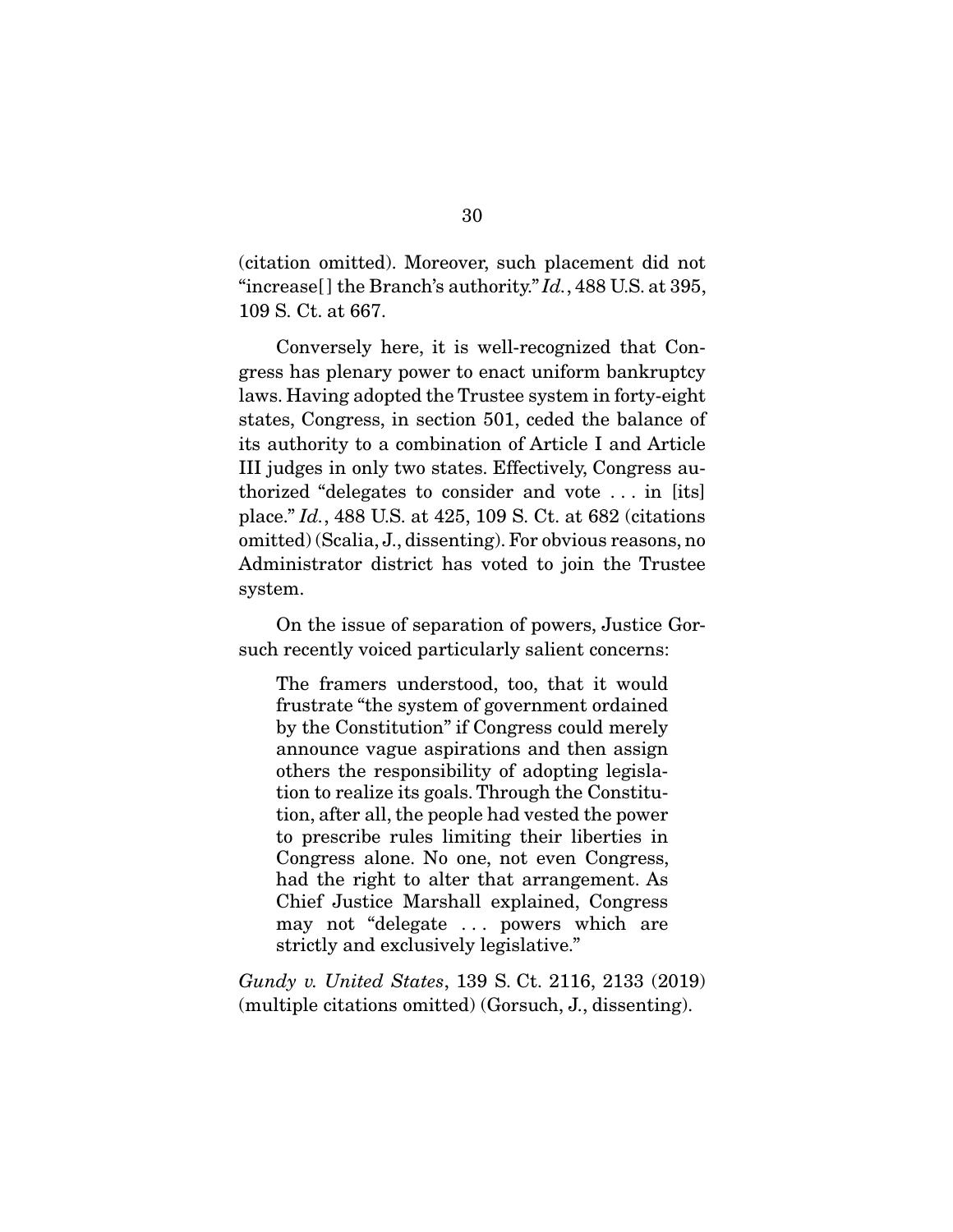(citation omitted). Moreover, such placement did not "increase[] the Branch's authority." *Id.*, 488 U.S. at 395, 109 S. Ct. at 667.

Conversely here, it is well-recognized that Congress has plenary power to enact uniform bankruptcy laws. Having adopted the Trustee system in forty-eight states, Congress, in section 501, ceded the balance of its authority to a combination of Article I and Article III judges in only two states. Effectively, Congress authorized "delegates to consider and vote . . . in [its] place." *Id.*, 488 U.S. at 425, 109 S. Ct. at 682 (citations omitted) (Scalia, J., dissenting). For obvious reasons, no Administrator district has voted to join the Trustee system.

On the issue of separation of powers, Justice Gorsuch recently voiced particularly salient concerns:

> The framers understood, too, that it would frustrate "the system of government ordained by the Constitution" if Congress could merely announce vague aspirations and then assign others the responsibility of adopting legislation to realize its goals. Through the Constitution, after all, the people had vested the power to prescribe rules limiting their liberties in Congress alone. No one, not even Congress, had the right to alter that arrangement. As Chief Justice Marshall explained, Congress may not "delegate . . . powers which are strictly and exclusively legislative."

*Gundy v. United States*, 139 S. Ct. 2116, 2133 (2019) (multiple citations omitted) (Gorsuch, J., dissenting).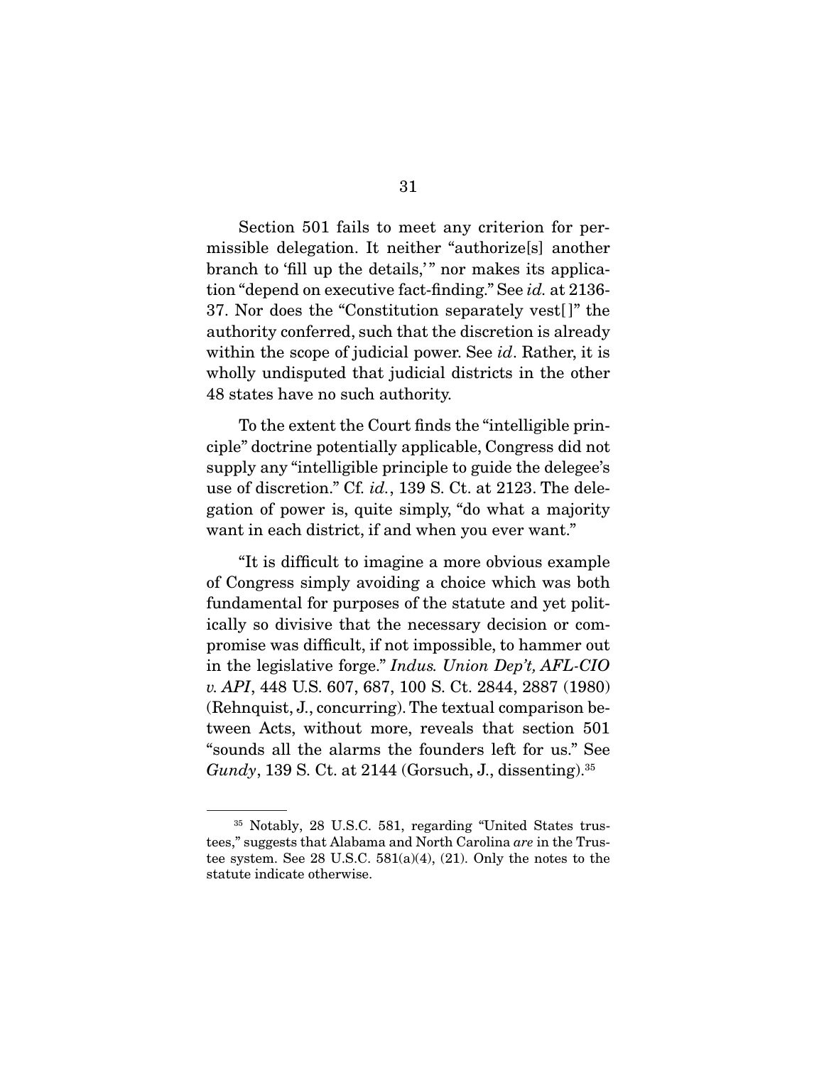Section 501 fails to meet any criterion for permissible delegation. It neither "authorize[s] another branch to 'fill up the details,'" nor makes its application "depend on executive fact-finding." See *id.* at 2136-37. Nor does the "Constitution separately vest[]" the authority conferred, such that the discretion is already within the scope of judicial power. See *id*. Rather, it is wholly undisputed that judicial districts in the other 48 states have no such authority.

To the extent the Court finds the "intelligible principle" doctrine potentially applicable, Congress did not supply any "intelligible principle to guide the delegee's use of discretion." Cf. *id.*, 139 S. Ct. at 2123. The delegation of power is, quite simply, "do what a majority want in each district, if and when you ever want."

"It is difficult to imagine a more obvious example of Congress simply avoiding a choice which was both fundamental for purposes of the statute and yet politically so divisive that the necessary decision or compromise was difficult, if not impossible, to hammer out in the legislative forge." *Indus. Union Dep't, AFL-CIO v. API*, 448 U.S. 607, 687, 100 S. Ct. 2844, 2887 (1980) (Rehnquist, J., concurring). The textual comparison between Acts, without more, reveals that section 501 "sounds all the alarms the founders left for us." See *Gundy*, 139 S. Ct. at 2144 (Gorsuch, J., dissenting).[35]

---

[35] Notably, 28 U.S.C. 581, regarding "United States trustees," suggests that Alabama and North Carolina *are* in the Trustee system. See 28 U.S.C. 581(a)(4), (21). Only the notes to the statute indicate otherwise.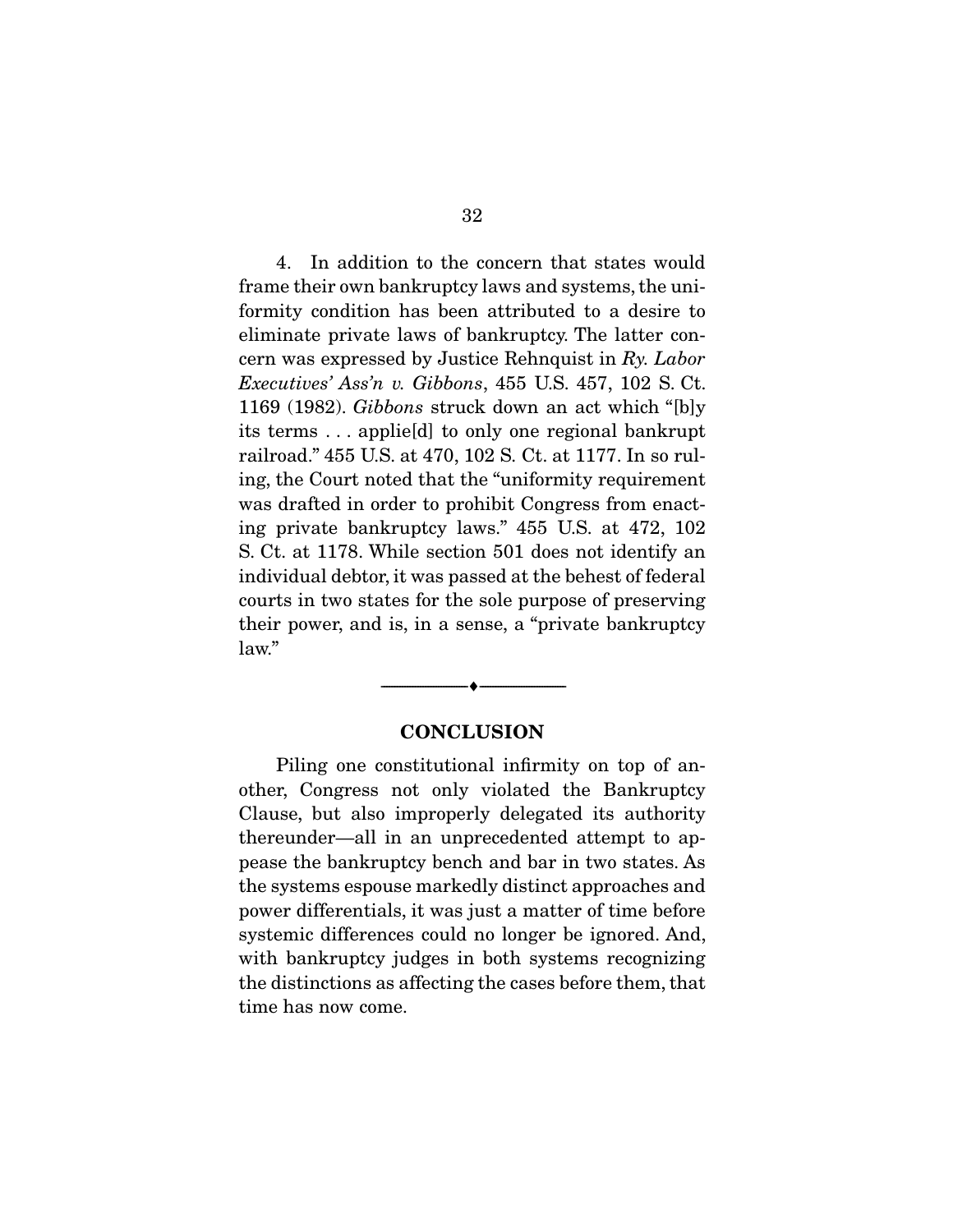4. In addition to the concern that states would frame their own bankruptcy laws and systems, the uniformity condition has been attributed to a desire to eliminate private laws of bankruptcy. The latter concern was expressed by Justice Rehnquist in *Ry. Labor Executives' Ass'n v. Gibbons*, 455 U.S. 457, 102 S. Ct. 1169 (1982). *Gibbons* struck down an act which "[b]y its terms . . . applie[d] to only one regional bankrupt railroad." 455 U.S. at 470, 102 S. Ct. at 1177. In so ruling, the Court noted that the "uniformity requirement was drafted in order to prohibit Congress from enacting private bankruptcy laws." 455 U.S. at 472, 102 S. Ct. at 1178. While section 501 does not identify an individual debtor, it was passed at the behest of federal courts in two states for the sole purpose of preserving their power, and is, in a sense, a "private bankruptcy law."

---

## CONCLUSION

Piling one constitutional infirmity on top of another, Congress not only violated the Bankruptcy Clause, but also improperly delegated its authority thereunder—all in an unprecedented attempt to appease the bankruptcy bench and bar in two states. As the systems espouse markedly distinct approaches and power differentials, it was just a matter of time before systemic differences could no longer be ignored. And, with bankruptcy judges in both systems recognizing the distinctions as affecting the cases before them, that time has now come.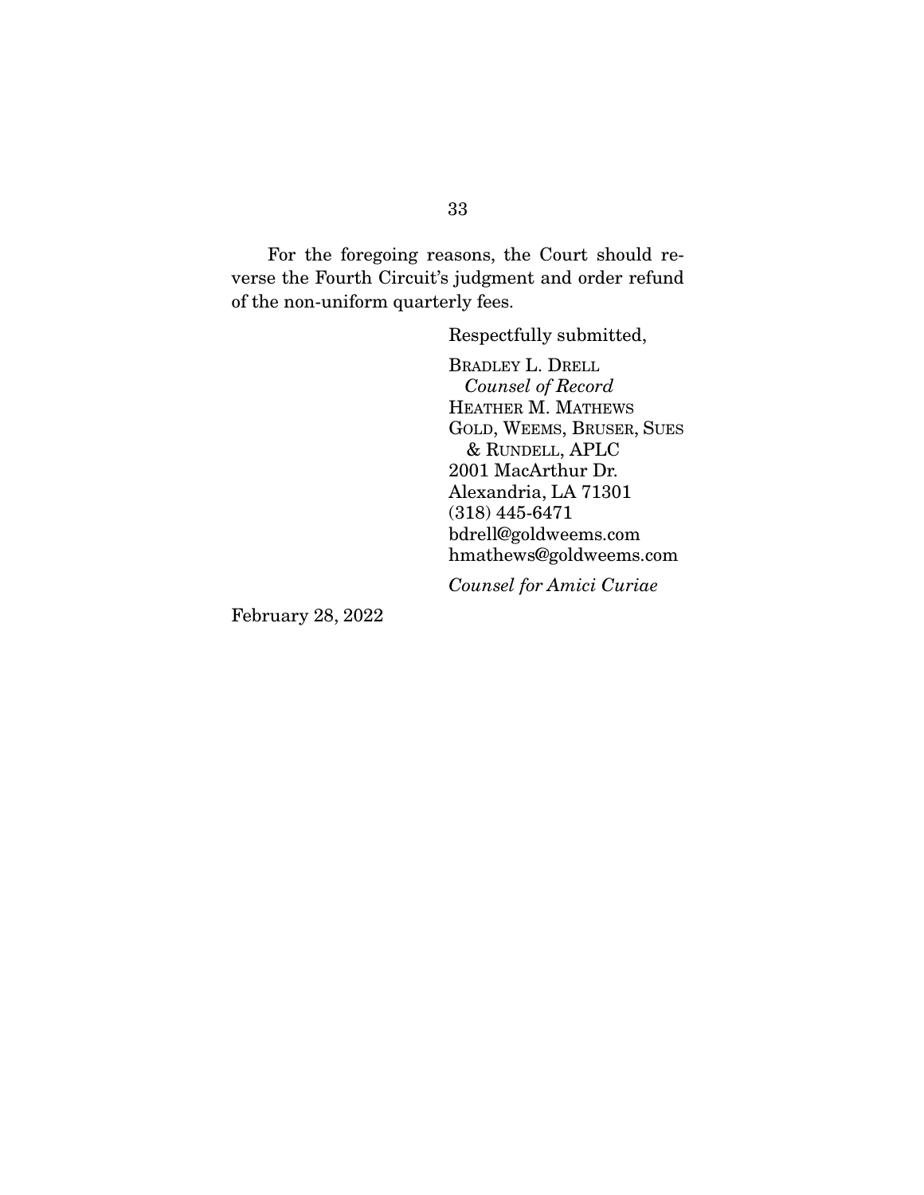For the foregoing reasons, the Court should reverse the Fourth Circuit's judgment and order refund of the non-uniform quarterly fees.

Respectfully submitted,

BRADLEY L. DRELL
*Counsel of Record*
HEATHER M. MATHEWS
GOLD, WEEMS, BRUSER, SUES & RUNDELL, APLC
2001 MacArthur Dr.
Alexandria, LA 71301
(318) 445-6471
bdrell@goldweems.com
hmathews@goldweems.com

*Counsel for Amici Curiae*

February 28, 2022